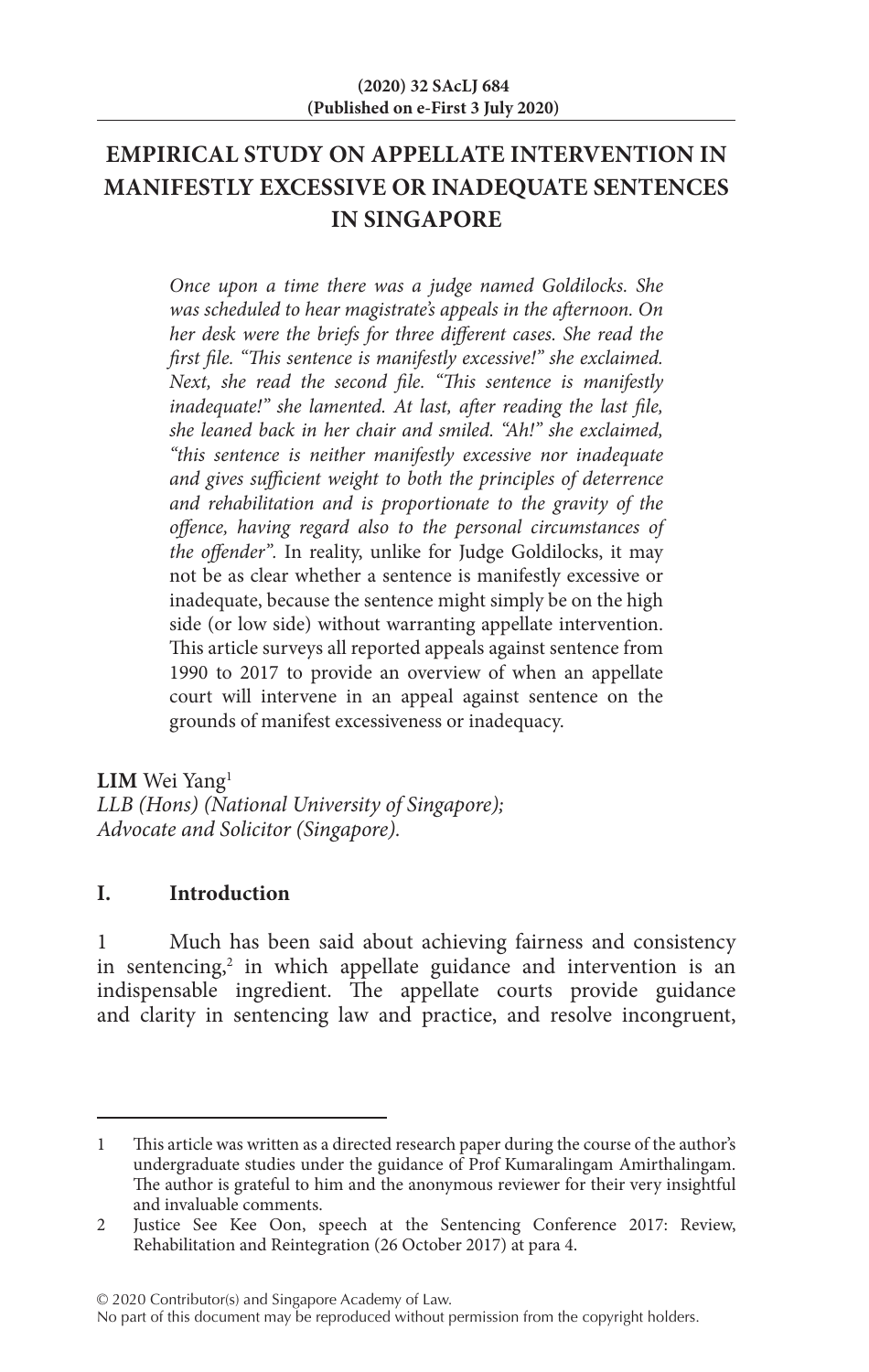# EMPIRICAL STUDY ON APPELLATE INTERVENTION IN MANIFESTLY EXCESSIVE OR INADEQUATE SENTENCES IN SINGAPORE

*Once upon a time there was a judge named Goldilocks. She was scheduled to hear magistrate's appeals in the afternoon. On her desk were the briefs for three different cases. She read the first file. "This sentence is manifestly excessive!" she exclaimed. Next, she read the second file. "This sentence is manifestly inadequate!" she lamented. At last, after reading the last file, she leaned back in her chair and smiled. "Ah!" she exclaimed, "this sentence is neither manifestly excessive nor inadequate and gives sufficient weight to both the principles of deterrence and rehabilitation and is proportionate to the gravity of the offence, having regard also to the personal circumstances of the offender".* In reality, unlike for Judge Goldilocks, it may not be as clear whether a sentence is manifestly excessive or inadequate, because the sentence might simply be on the high side (or low side) without warranting appellate intervention. This article surveys all reported appeals against sentence from 1990 to 2017 to provide an overview of when an appellate court will intervene in an appeal against sentence on the grounds of manifest excessiveness or inadequacy.

**LIM** Wei Yang[1]
*LLB (Hons) (National University of Singapore);*
*Advocate and Solicitor (Singapore).*

## I. Introduction

1 Much has been said about achieving fairness and consistency in sentencing,[2] in which appellate guidance and intervention is an indispensable ingredient. The appellate courts provide guidance and clarity in sentencing law and practice, and resolve incongruent,

---

1 This article was written as a directed research paper during the course of the author's undergraduate studies under the guidance of Prof Kumaralingam Amirthalingam. The author is grateful to him and the anonymous reviewer for their very insightful and invaluable comments.

2 Justice See Kee Oon, speech at the Sentencing Conference 2017: Review, Rehabilitation and Reintegration (26 October 2017) at para 4.

© 2020 Contributor(s) and Singapore Academy of Law.
No part of this document may be reproduced without permission from the copyright holders.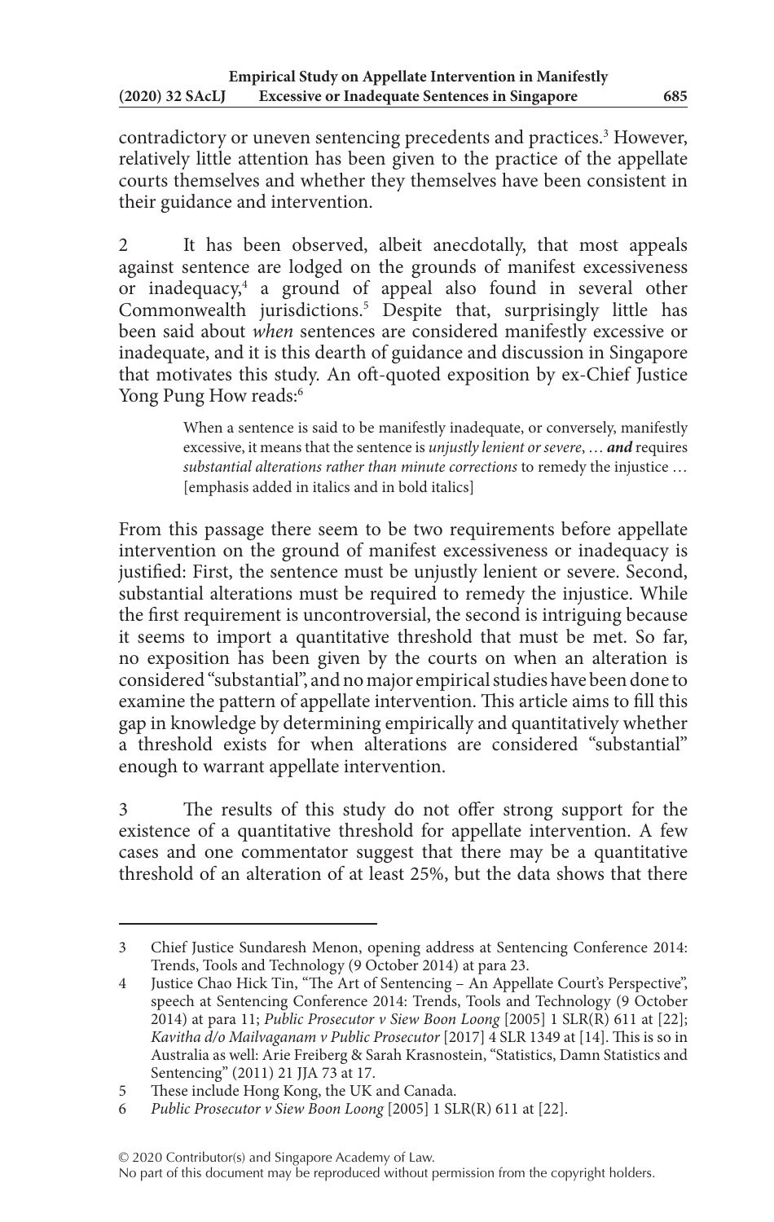contradictory or uneven sentencing precedents and practices.[3] However, relatively little attention has been given to the practice of the appellate courts themselves and whether they themselves have been consistent in their guidance and intervention.

2 It has been observed, albeit anecdotally, that most appeals against sentence are lodged on the grounds of manifest excessiveness or inadequacy,[4] a ground of appeal also found in several other Commonwealth jurisdictions.[5] Despite that, surprisingly little has been said about *when* sentences are considered manifestly excessive or inadequate, and it is this dearth of guidance and discussion in Singapore that motivates this study. An oft-quoted exposition by ex-Chief Justice Yong Pung How reads:[6]

> When a sentence is said to be manifestly inadequate, or conversely, manifestly excessive, it means that the sentence is *unjustly lenient or severe*, … ***and*** requires *substantial alterations rather than minute corrections* to remedy the injustice … [emphasis added in italics and in bold italics]

From this passage there seem to be two requirements before appellate intervention on the ground of manifest excessiveness or inadequacy is justified: First, the sentence must be unjustly lenient or severe. Second, substantial alterations must be required to remedy the injustice. While the first requirement is uncontroversial, the second is intriguing because it seems to import a quantitative threshold that must be met. So far, no exposition has been given by the courts on when an alteration is considered "substantial", and no major empirical studies have been done to examine the pattern of appellate intervention. This article aims to fill this gap in knowledge by determining empirically and quantitatively whether a threshold exists for when alterations are considered "substantial" enough to warrant appellate intervention.

3 The results of this study do not offer strong support for the existence of a quantitative threshold for appellate intervention. A few cases and one commentator suggest that there may be a quantitative threshold of an alteration of at least 25%, but the data shows that there

---

3 Chief Justice Sundaresh Menon, opening address at Sentencing Conference 2014: Trends, Tools and Technology (9 October 2014) at para 23.

4 Justice Chao Hick Tin, "The Art of Sentencing – An Appellate Court's Perspective", speech at Sentencing Conference 2014: Trends, Tools and Technology (9 October 2014) at para 11; *Public Prosecutor v Siew Boon Loong* [2005] 1 SLR(R) 611 at [22]; *Kavitha d/o Mailvaganam v Public Prosecutor* [2017] 4 SLR 1349 at [14]. This is so in Australia as well: Arie Freiberg & Sarah Krasnostein, "Statistics, Damn Statistics and Sentencing" (2011) 21 JJA 73 at 17.

5 These include Hong Kong, the UK and Canada.

6 *Public Prosecutor v Siew Boon Loong* [2005] 1 SLR(R) 611 at [22].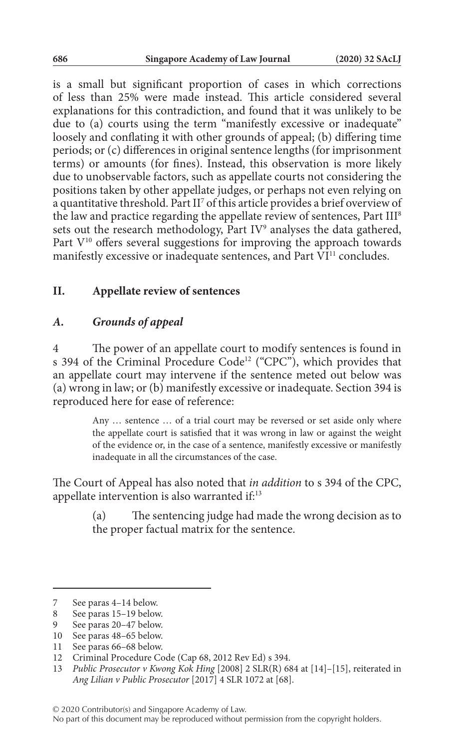is a small but significant proportion of cases in which corrections of less than 25% were made instead. This article considered several explanations for this contradiction, and found that it was unlikely to be due to (a) courts using the term "manifestly excessive or inadequate" loosely and conflating it with other grounds of appeal; (b) differing time periods; or (c) differences in original sentence lengths (for imprisonment terms) or amounts (for fines). Instead, this observation is more likely due to unobservable factors, such as appellate courts not considering the positions taken by other appellate judges, or perhaps not even relying on a quantitative threshold. Part II[7] of this article provides a brief overview of the law and practice regarding the appellate review of sentences, Part III[8] sets out the research methodology, Part IV[9] analyses the data gathered, Part V[10] offers several suggestions for improving the approach towards manifestly excessive or inadequate sentences, and Part VI[11] concludes.

## II. Appellate review of sentences

### *A. Grounds of appeal*

4 The power of an appellate court to modify sentences is found in s 394 of the Criminal Procedure Code[12] ("CPC"), which provides that an appellate court may intervene if the sentence meted out below was (a) wrong in law; or (b) manifestly excessive or inadequate. Section 394 is reproduced here for ease of reference:

> Any … sentence … of a trial court may be reversed or set aside only where the appellate court is satisfied that it was wrong in law or against the weight of the evidence or, in the case of a sentence, manifestly excessive or manifestly inadequate in all the circumstances of the case.

The Court of Appeal has also noted that *in addition* to s 394 of the CPC, appellate intervention is also warranted if:[13]

> (a) The sentencing judge had made the wrong decision as to the proper factual matrix for the sentence.

---

7 See paras 4–14 below.

8 See paras 15–19 below.

9 See paras 20–47 below.

10 See paras 48–65 below.

11 See paras 66–68 below.

12 Criminal Procedure Code (Cap 68, 2012 Rev Ed) s 394.

13 *Public Prosecutor v Kwong Kok Hing* [2008] 2 SLR(R) 684 at [14]–[15], reiterated in *Ang Lilian v Public Prosecutor* [2017] 4 SLR 1072 at [68].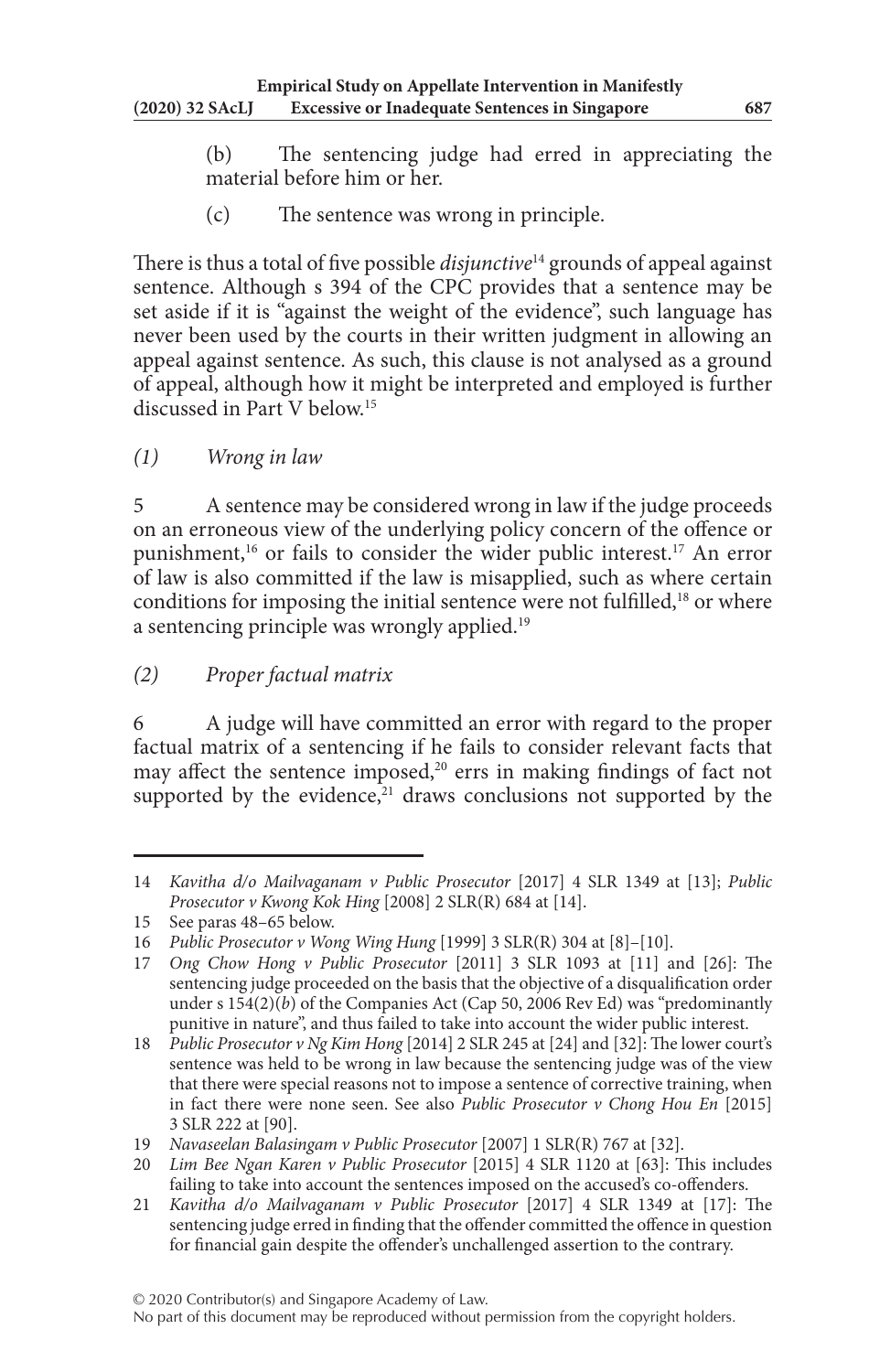(b) The sentencing judge had erred in appreciating the material before him or her.

(c) The sentence was wrong in principle.

There is thus a total of five possible *disjunctive*[14] grounds of appeal against sentence. Although s 394 of the CPC provides that a sentence may be set aside if it is "against the weight of the evidence", such language has never been used by the courts in their written judgment in allowing an appeal against sentence. As such, this clause is not analysed as a ground of appeal, although how it might be interpreted and employed is further discussed in Part V below.[15]

### *(1) Wrong in law*

5 A sentence may be considered wrong in law if the judge proceeds on an erroneous view of the underlying policy concern of the offence or punishment,[16] or fails to consider the wider public interest.[17] An error of law is also committed if the law is misapplied, such as where certain conditions for imposing the initial sentence were not fulfilled,[18] or where a sentencing principle was wrongly applied.[19]

### *(2) Proper factual matrix*

6 A judge will have committed an error with regard to the proper factual matrix of a sentencing if he fails to consider relevant facts that may affect the sentence imposed,[20] errs in making findings of fact not supported by the evidence,[21] draws conclusions not supported by the

---

14 *Kavitha d/o Mailvaganam v Public Prosecutor* [2017] 4 SLR 1349 at [13]; *Public Prosecutor v Kwong Kok Hing* [2008] 2 SLR(R) 684 at [14].

15 See paras 48–65 below.

16 *Public Prosecutor v Wong Wing Hung* [1999] 3 SLR(R) 304 at [8]–[10].

17 *Ong Chow Hong v Public Prosecutor* [2011] 3 SLR 1093 at [11] and [26]: The sentencing judge proceeded on the basis that the objective of a disqualification order under s 154(2)(*b*) of the Companies Act (Cap 50, 2006 Rev Ed) was "predominantly punitive in nature", and thus failed to take into account the wider public interest.

18 *Public Prosecutor v Ng Kim Hong* [2014] 2 SLR 245 at [24] and [32]: The lower court's sentence was held to be wrong in law because the sentencing judge was of the view that there were special reasons not to impose a sentence of corrective training, when in fact there were none seen. See also *Public Prosecutor v Chong Hou En* [2015] 3 SLR 222 at [90].

19 *Navaseelan Balasingam v Public Prosecutor* [2007] 1 SLR(R) 767 at [32].

20 *Lim Bee Ngan Karen v Public Prosecutor* [2015] 4 SLR 1120 at [63]: This includes failing to take into account the sentences imposed on the accused's co-offenders.

21 *Kavitha d/o Mailvaganam v Public Prosecutor* [2017] 4 SLR 1349 at [17]: The sentencing judge erred in finding that the offender committed the offence in question for financial gain despite the offender's unchallenged assertion to the contrary.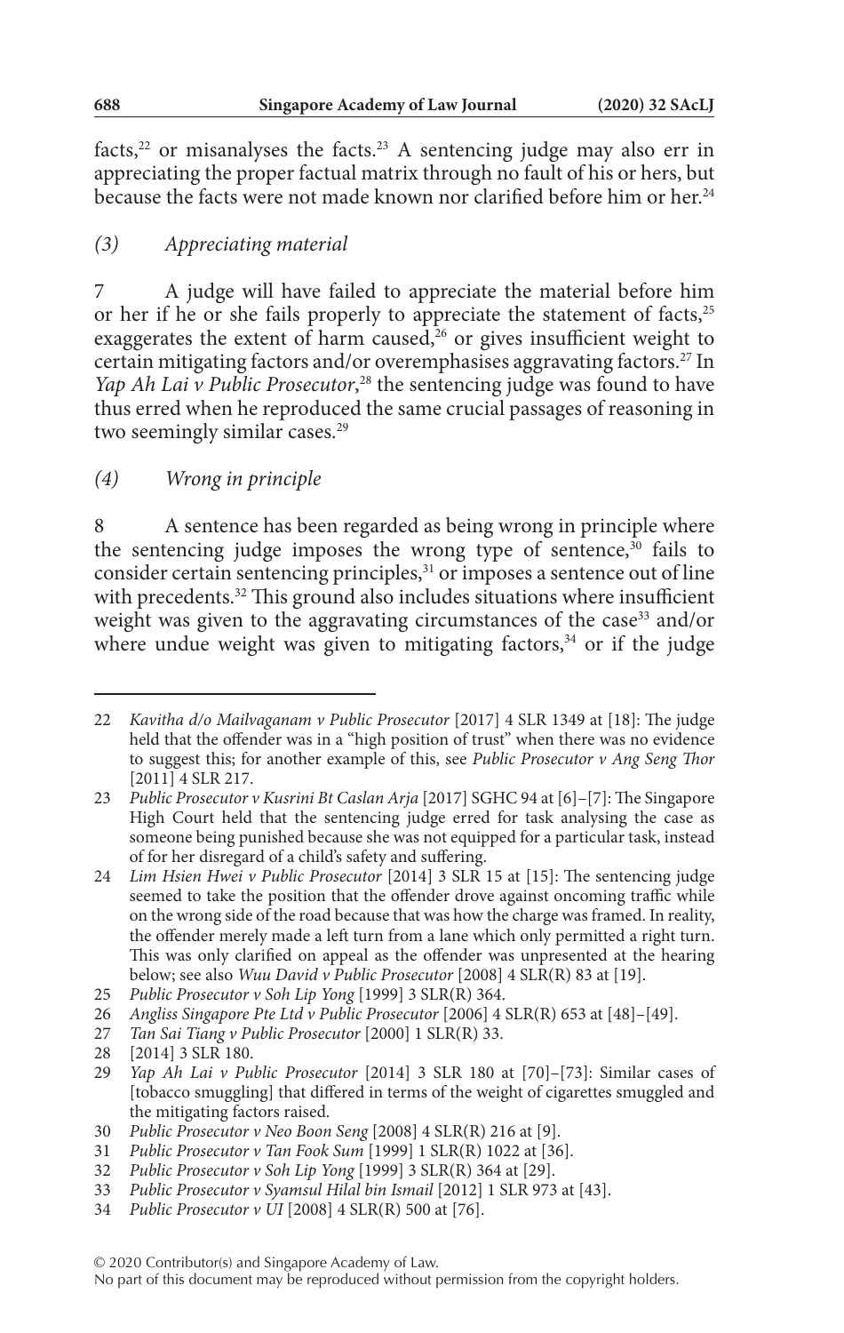facts,[22] or misanalyses the facts.[23] A sentencing judge may also err in appreciating the proper factual matrix through no fault of his or hers, but because the facts were not made known nor clarified before him or her.[24]

### *(3) Appreciating material*

7 A judge will have failed to appreciate the material before him or her if he or she fails properly to appreciate the statement of facts,[25] exaggerates the extent of harm caused,[26] or gives insufficient weight to certain mitigating factors and/or overemphasises aggravating factors.[27] In *Yap Ah Lai v Public Prosecutor*,[28] the sentencing judge was found to have thus erred when he reproduced the same crucial passages of reasoning in two seemingly similar cases.[29]

### *(4) Wrong in principle*

8 A sentence has been regarded as being wrong in principle where the sentencing judge imposes the wrong type of sentence,[30] fails to consider certain sentencing principles,[31] or imposes a sentence out of line with precedents.[32] This ground also includes situations where insufficient weight was given to the aggravating circumstances of the case[33] and/or where undue weight was given to mitigating factors,[34] or if the judge

---

22 *Kavitha d/o Mailvaganam v Public Prosecutor* [2017] 4 SLR 1349 at [18]: The judge held that the offender was in a "high position of trust" when there was no evidence to suggest this; for another example of this, see *Public Prosecutor v Ang Seng Thor* [2011] 4 SLR 217.

23 *Public Prosecutor v Kusrini Bt Caslan Arja* [2017] SGHC 94 at [6]–[7]: The Singapore High Court held that the sentencing judge erred for task analysing the case as someone being punished because she was not equipped for a particular task, instead of for her disregard of a child's safety and suffering.

24 *Lim Hsien Hwei v Public Prosecutor* [2014] 3 SLR 15 at [15]: The sentencing judge seemed to take the position that the offender drove against oncoming traffic while on the wrong side of the road because that was how the charge was framed. In reality, the offender merely made a left turn from a lane which only permitted a right turn. This was only clarified on appeal as the offender was unrepresented at the hearing below; see also *Wuu David v Public Prosecutor* [2008] 4 SLR(R) 83 at [19].

25 *Public Prosecutor v Soh Lip Yong* [1999] 3 SLR(R) 364.

26 *Angliss Singapore Pte Ltd v Public Prosecutor* [2006] 4 SLR(R) 653 at [48]–[49].

27 *Tan Sai Tiang v Public Prosecutor* [2000] 1 SLR(R) 33.

28 [2014] 3 SLR 180.

29 *Yap Ah Lai v Public Prosecutor* [2014] 3 SLR 180 at [70]–[73]: Similar cases of [tobacco smuggling] that differed in terms of the weight of cigarettes smuggled and the mitigating factors raised.

30 *Public Prosecutor v Neo Boon Seng* [2008] 4 SLR(R) 216 at [9].

31 *Public Prosecutor v Tan Fook Sum* [1999] 1 SLR(R) 1022 at [36].

32 *Public Prosecutor v Soh Lip Yong* [1999] 3 SLR(R) 364 at [29].

33 *Public Prosecutor v Syamsul Hilal bin Ismail* [2012] 1 SLR 973 at [43].

34 *Public Prosecutor v UI* [2008] 4 SLR(R) 500 at [76].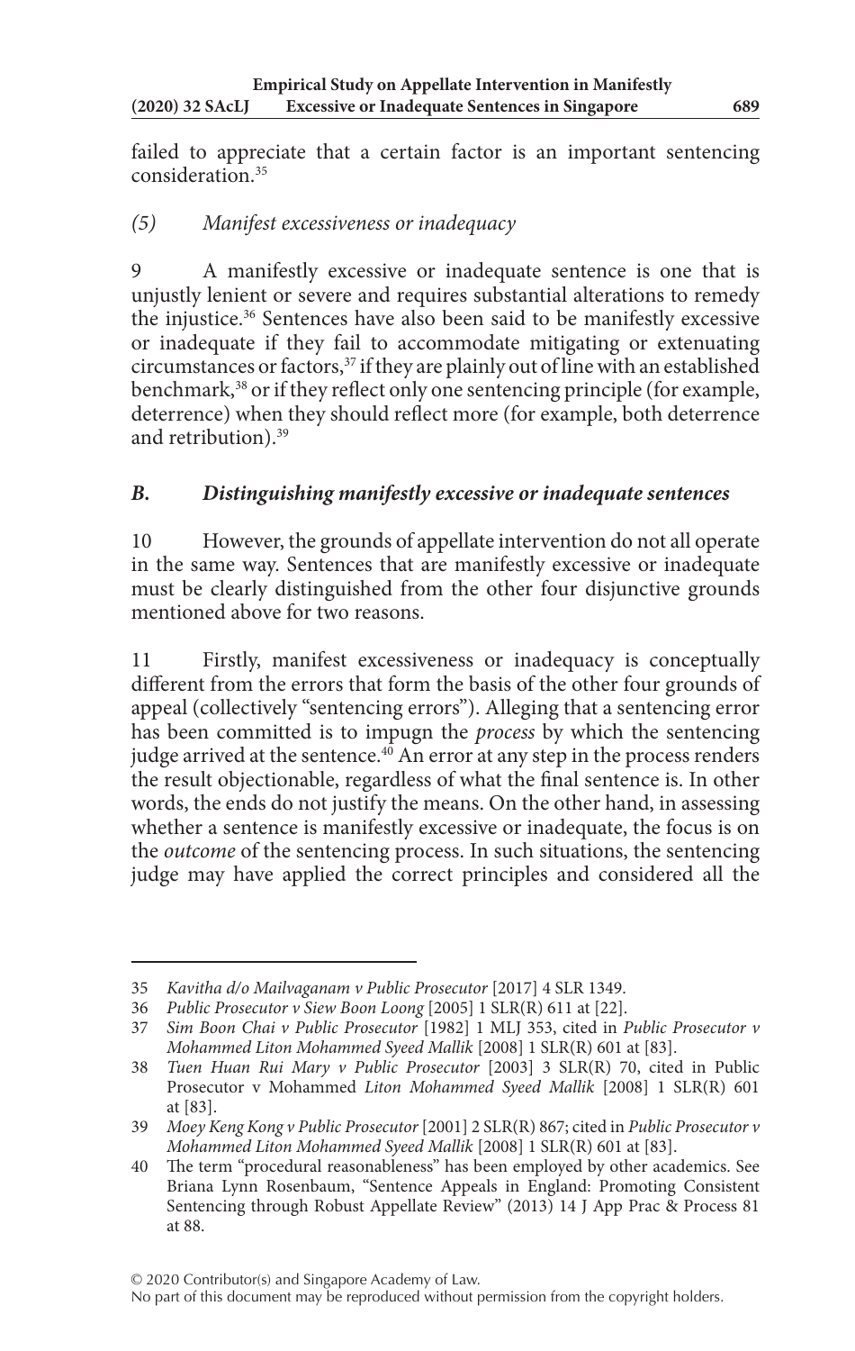failed to appreciate that a certain factor is an important sentencing consideration.[35]

*(5) Manifest excessiveness or inadequacy*

9 A manifestly excessive or inadequate sentence is one that is unjustly lenient or severe and requires substantial alterations to remedy the injustice.[36] Sentences have also been said to be manifestly excessive or inadequate if they fail to accommodate mitigating or extenuating circumstances or factors,[37] if they are plainly out of line with an established benchmark,[38] or if they reflect only one sentencing principle (for example, deterrence) when they should reflect more (for example, both deterrence and retribution).[39]

### *B. Distinguishing manifestly excessive or inadequate sentences*

10 However, the grounds of appellate intervention do not all operate in the same way. Sentences that are manifestly excessive or inadequate must be clearly distinguished from the other four disjunctive grounds mentioned above for two reasons.

11 Firstly, manifest excessiveness or inadequacy is conceptually different from the errors that form the basis of the other four grounds of appeal (collectively "sentencing errors"). Alleging that a sentencing error has been committed is to impugn the *process* by which the sentencing judge arrived at the sentence.[40] An error at any step in the process renders the result objectionable, regardless of what the final sentence is. In other words, the ends do not justify the means. On the other hand, in assessing whether a sentence is manifestly excessive or inadequate, the focus is on the *outcome* of the sentencing process. In such situations, the sentencing judge may have applied the correct principles and considered all the

---

35 *Kavitha d/o Mailvaganam v Public Prosecutor* [2017] 4 SLR 1349.

36 *Public Prosecutor v Siew Boon Loong* [2005] 1 SLR(R) 611 at [22].

37 *Sim Boon Chai v Public Prosecutor* [1982] 1 MLJ 353, cited in *Public Prosecutor v Mohammed Liton Mohammed Syeed Mallik* [2008] 1 SLR(R) 601 at [83].

38 *Tuen Huan Rui Mary v Public Prosecutor* [2003] 3 SLR(R) 70, cited in Public Prosecutor v Mohammed *Liton Mohammed Syeed Mallik* [2008] 1 SLR(R) 601 at [83].

39 *Moey Keng Kong v Public Prosecutor* [2001] 2 SLR(R) 867; cited in *Public Prosecutor v Mohammed Liton Mohammed Syeed Mallik* [2008] 1 SLR(R) 601 at [83].

40 The term "procedural reasonableness" has been employed by other academics. See Briana Lynn Rosenbaum, "Sentence Appeals in England: Promoting Consistent Sentencing through Robust Appellate Review" (2013) 14 J App Prac & Process 81 at 88.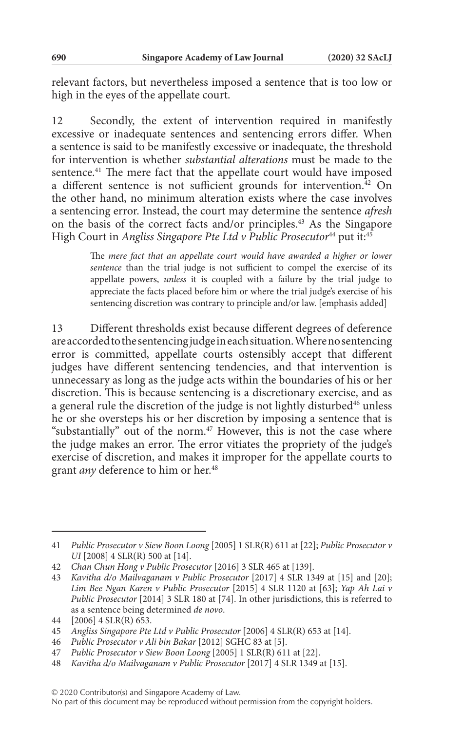relevant factors, but nevertheless imposed a sentence that is too low or high in the eyes of the appellate court.

12 Secondly, the extent of intervention required in manifestly excessive or inadequate sentences and sentencing errors differ. When a sentence is said to be manifestly excessive or inadequate, the threshold for intervention is whether *substantial alterations* must be made to the sentence.[41] The mere fact that the appellate court would have imposed a different sentence is not sufficient grounds for intervention.[42] On the other hand, no minimum alteration exists where the case involves a sentencing error. Instead, the court may determine the sentence *afresh* on the basis of the correct facts and/or principles.[43] As the Singapore High Court in *Angliss Singapore Pte Ltd v Public Prosecutor*[44] put it:[45]

> The *mere fact that an appellate court would have awarded a higher or lower sentence* than the trial judge is not sufficient to compel the exercise of its appellate powers, *unless* it is coupled with a failure by the trial judge to appreciate the facts placed before him or where the trial judge's exercise of his sentencing discretion was contrary to principle and/or law. [emphasis added]

13 Different thresholds exist because different degrees of deference are accorded to the sentencing judge in each situation. Where no sentencing error is committed, appellate courts ostensibly accept that different judges have different sentencing tendencies, and that intervention is unnecessary as long as the judge acts within the boundaries of his or her discretion. This is because sentencing is a discretionary exercise, and as a general rule the discretion of the judge is not lightly disturbed[46] unless he or she oversteps his or her discretion by imposing a sentence that is "substantially" out of the norm.[47] However, this is not the case where the judge makes an error. The error vitiates the propriety of the judge's exercise of discretion, and makes it improper for the appellate courts to grant *any* deference to him or her.[48]

---

41 *Public Prosecutor v Siew Boon Loong* [2005] 1 SLR(R) 611 at [22]; *Public Prosecutor v UI* [2008] 4 SLR(R) 500 at [14].

42 *Chan Chun Hong v Public Prosecutor* [2016] 3 SLR 465 at [139].

43 *Kavitha d/o Mailvaganam v Public Prosecutor* [2017] 4 SLR 1349 at [15] and [20]; *Lim Bee Ngan Karen v Public Prosecutor* [2015] 4 SLR 1120 at [63]; *Yap Ah Lai v Public Prosecutor* [2014] 3 SLR 180 at [74]. In other jurisdictions, this is referred to as a sentence being determined *de novo*.

44 [2006] 4 SLR(R) 653.

45 *Angliss Singapore Pte Ltd v Public Prosecutor* [2006] 4 SLR(R) 653 at [14].

46 *Public Prosecutor v Ali bin Bakar* [2012] SGHC 83 at [5].

47 *Public Prosecutor v Siew Boon Loong* [2005] 1 SLR(R) 611 at [22].

48 *Kavitha d/o Mailvaganam v Public Prosecutor* [2017] 4 SLR 1349 at [15].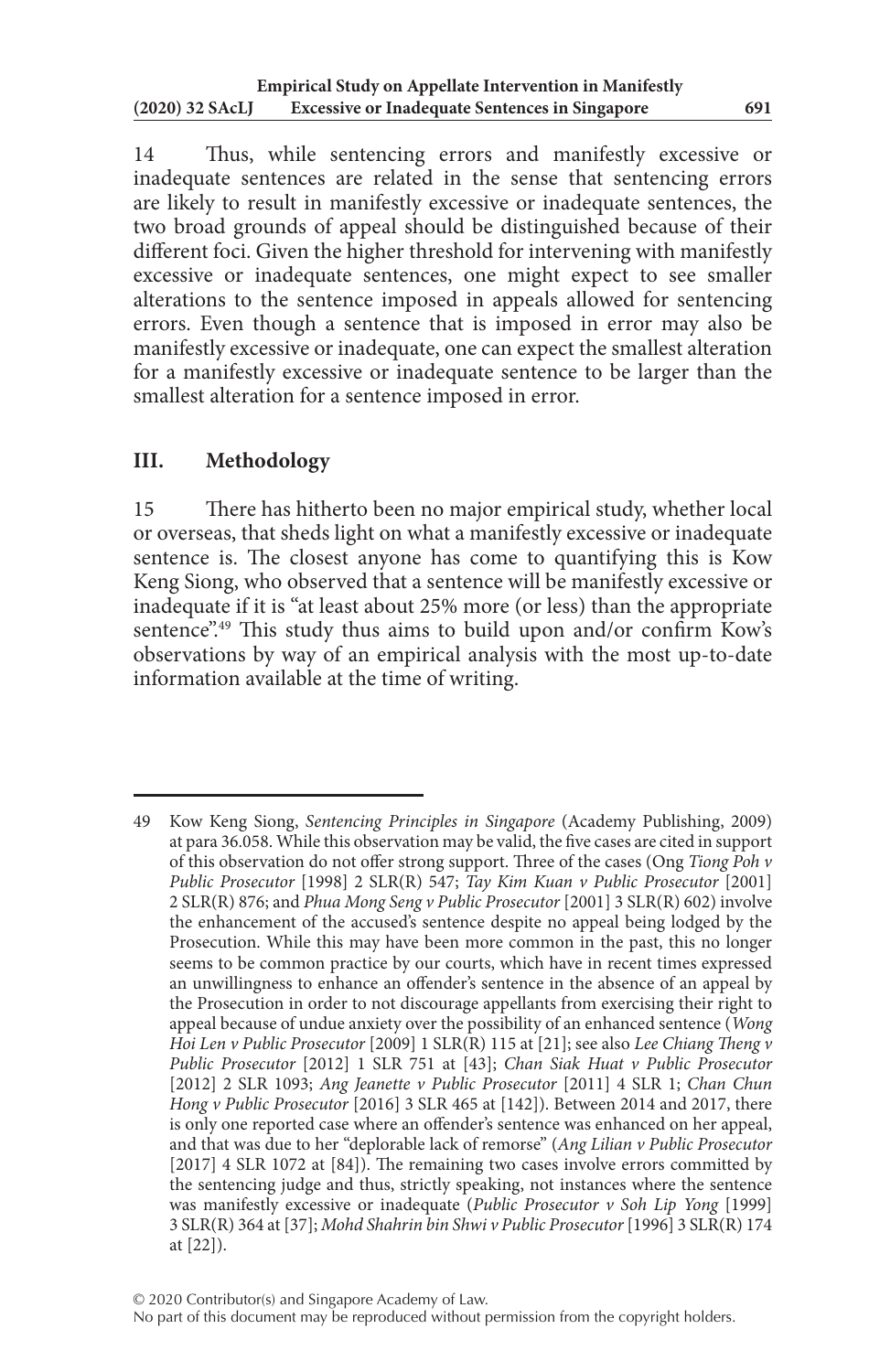14 Thus, while sentencing errors and manifestly excessive or inadequate sentences are related in the sense that sentencing errors are likely to result in manifestly excessive or inadequate sentences, the two broad grounds of appeal should be distinguished because of their different foci. Given the higher threshold for intervening with manifestly excessive or inadequate sentences, one might expect to see smaller alterations to the sentence imposed in appeals allowed for sentencing errors. Even though a sentence that is imposed in error may also be manifestly excessive or inadequate, one can expect the smallest alteration for a manifestly excessive or inadequate sentence to be larger than the smallest alteration for a sentence imposed in error.

## III. Methodology

15 There has hitherto been no major empirical study, whether local or overseas, that sheds light on what a manifestly excessive or inadequate sentence is. The closest anyone has come to quantifying this is Kow Keng Siong, who observed that a sentence will be manifestly excessive or inadequate if it is "at least about 25% more (or less) than the appropriate sentence".[49] This study thus aims to build upon and/or confirm Kow's observations by way of an empirical analysis with the most up-to-date information available at the time of writing.

---

49 Kow Keng Siong, *Sentencing Principles in Singapore* (Academy Publishing, 2009) at para 36.058. While this observation may be valid, the five cases are cited in support of this observation do not offer strong support. Three of the cases (Ong *Tiong Poh v Public Prosecutor* [1998] 2 SLR(R) 547; *Tay Kim Kuan v Public Prosecutor* [2001] 2 SLR(R) 876; and *Phua Mong Seng v Public Prosecutor* [2001] 3 SLR(R) 602) involve the enhancement of the accused's sentence despite no appeal being lodged by the Prosecution. While this may have been more common in the past, this no longer seems to be common practice by our courts, which have in recent times expressed an unwillingness to enhance an offender's sentence in the absence of an appeal by the Prosecution in order to not discourage appellants from exercising their right to appeal because of undue anxiety over the possibility of an enhanced sentence (*Wong Hoi Len v Public Prosecutor* [2009] 1 SLR(R) 115 at [21]; see also *Lee Chiang Theng v Public Prosecutor* [2012] 1 SLR 751 at [43]; *Chan Siak Huat v Public Prosecutor* [2012] 2 SLR 1093; *Ang Jeanette v Public Prosecutor* [2011] 4 SLR 1; *Chan Chun Hong v Public Prosecutor* [2016] 3 SLR 465 at [142]). Between 2014 and 2017, there is only one reported case where an offender's sentence was enhanced on her appeal, and that was due to her "deplorable lack of remorse" (*Ang Lilian v Public Prosecutor* [2017] 4 SLR 1072 at [84]). The remaining two cases involve errors committed by the sentencing judge and thus, strictly speaking, not instances where the sentence was manifestly excessive or inadequate (*Public Prosecutor v Soh Lip Yong* [1999] 3 SLR(R) 364 at [37]; *Mohd Shahrin bin Shwi v Public Prosecutor* [1996] 3 SLR(R) 174 at [22]).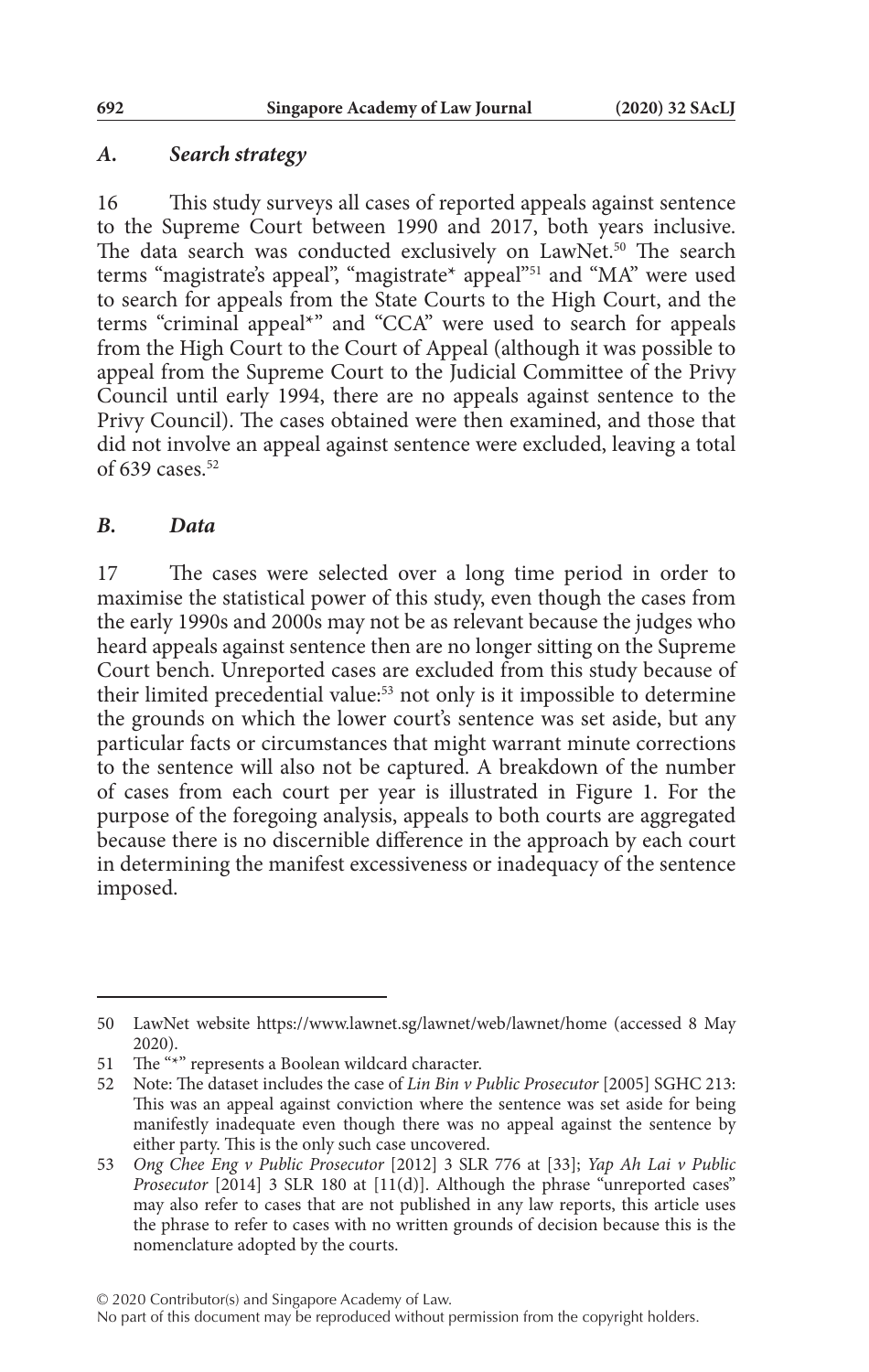### *A. Search strategy*

16 This study surveys all cases of reported appeals against sentence to the Supreme Court between 1990 and 2017, both years inclusive. The data search was conducted exclusively on LawNet.[50] The search terms "magistrate's appeal", "magistrate* appeal"[51] and "MA" were used to search for appeals from the State Courts to the High Court, and the terms "criminal appeal*" and "CCA" were used to search for appeals from the High Court to the Court of Appeal (although it was possible to appeal from the Supreme Court to the Judicial Committee of the Privy Council until early 1994, there are no appeals against sentence to the Privy Council). The cases obtained were then examined, and those that did not involve an appeal against sentence were excluded, leaving a total of 639 cases.[52]

### *B. Data*

17 The cases were selected over a long time period in order to maximise the statistical power of this study, even though the cases from the early 1990s and 2000s may not be as relevant because the judges who heard appeals against sentence then are no longer sitting on the Supreme Court bench. Unreported cases are excluded from this study because of their limited precedential value:[53] not only is it impossible to determine the grounds on which the lower court's sentence was set aside, but any particular facts or circumstances that might warrant minute corrections to the sentence will also not be captured. A breakdown of the number of cases from each court per year is illustrated in Figure 1. For the purpose of the foregoing analysis, appeals to both courts are aggregated because there is no discernible difference in the approach by each court in determining the manifest excessiveness or inadequacy of the sentence imposed.

---

50 LawNet website https://www.lawnet.sg/lawnet/web/lawnet/home (accessed 8 May 2020).

51 The "*" represents a Boolean wildcard character.

52 Note: The dataset includes the case of *Lin Bin v Public Prosecutor* [2005] SGHC 213: This was an appeal against conviction where the sentence was set aside for being manifestly inadequate even though there was no appeal against the sentence by either party. This is the only such case uncovered.

53 *Ong Chee Eng v Public Prosecutor* [2012] 3 SLR 776 at [33]; *Yap Ah Lai v Public Prosecutor* [2014] 3 SLR 180 at [11(d)]. Although the phrase "unreported cases" may also refer to cases that are not published in any law reports, this article uses the phrase to refer to cases with no written grounds of decision because this is the nomenclature adopted by the courts.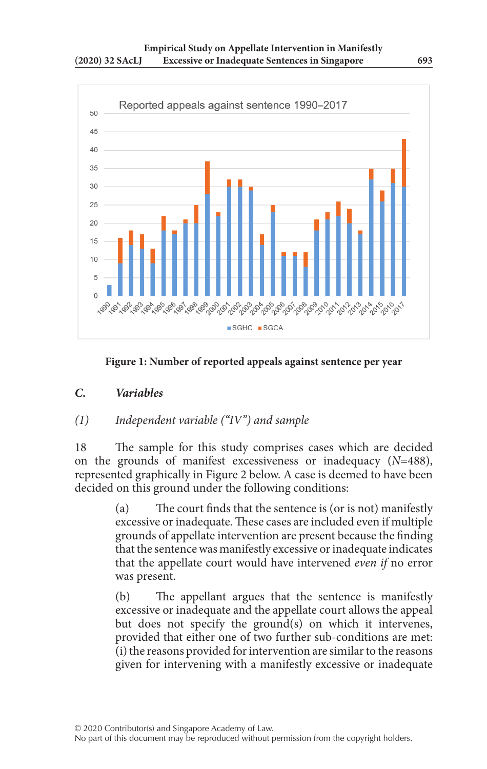Reported appeals against sentence 1990–2017

Figure 1: Number of reported appeals against sentence per year

### *C. Variables*

#### *(1) Independent variable ("IV") and sample*

18 The sample for this study comprises cases which are decided on the grounds of manifest excessiveness or inadequacy (*N*=488), represented graphically in Figure 2 below. A case is deemed to have been decided on this ground under the following conditions:

(a) The court finds that the sentence is (or is not) manifestly excessive or inadequate. These cases are included even if multiple grounds of appellate intervention are present because the finding that the sentence was manifestly excessive or inadequate indicates that the appellate court would have intervened *even if* no error was present.

(b) The appellant argues that the sentence is manifestly excessive or inadequate and the appellate court allows the appeal but does not specify the ground(s) on which it intervenes, provided that either one of two further sub-conditions are met: (i) the reasons provided for intervention are similar to the reasons given for intervening with a manifestly excessive or inadequate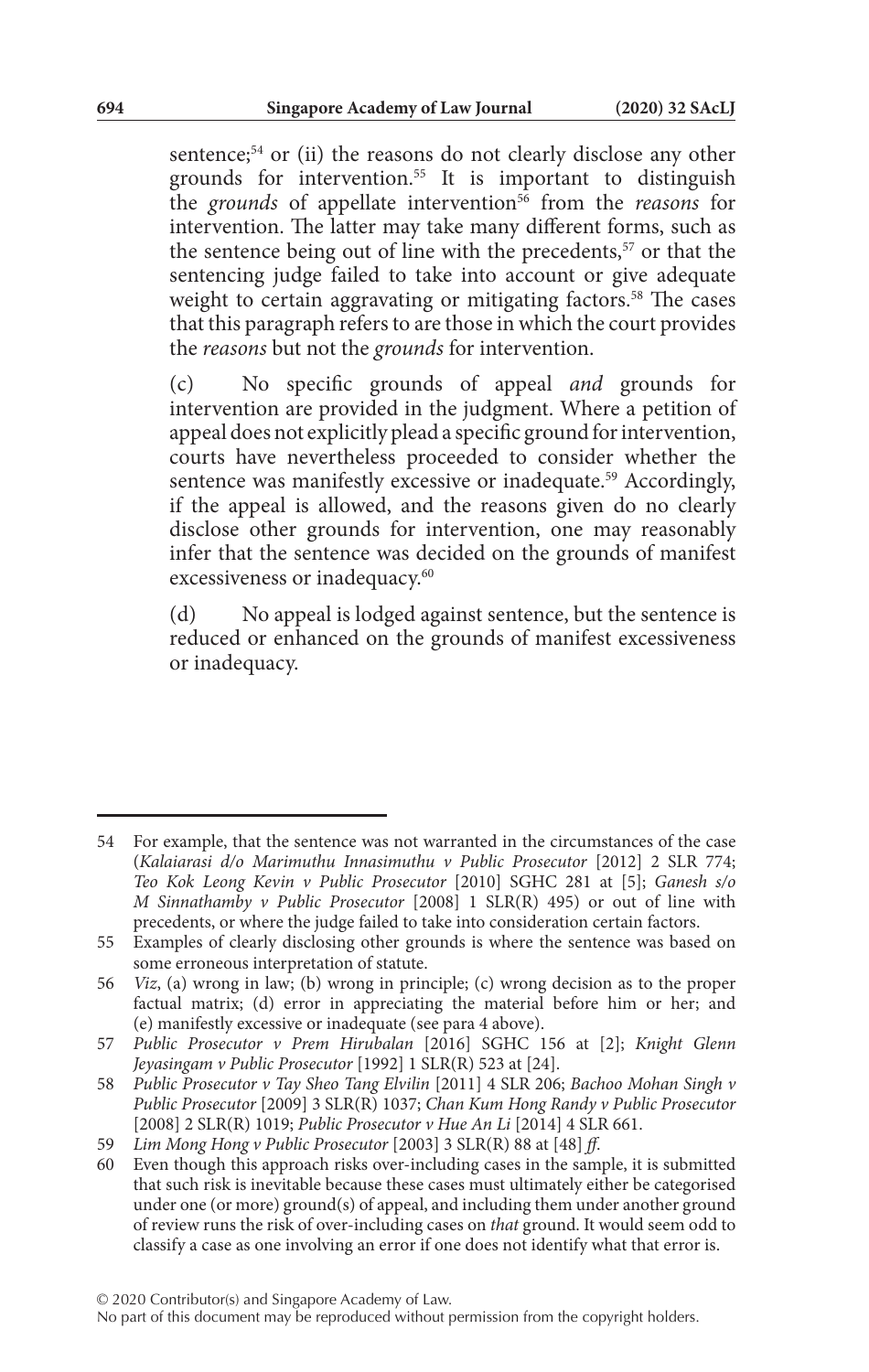sentence;[54] or (ii) the reasons do not clearly disclose any other grounds for intervention.[55] It is important to distinguish the *grounds* of appellate intervention[56] from the *reasons* for intervention. The latter may take many different forms, such as the sentence being out of line with the precedents,[57] or that the sentencing judge failed to take into account or give adequate weight to certain aggravating or mitigating factors.[58] The cases that this paragraph refers to are those in which the court provides the *reasons* but not the *grounds* for intervention.

(c) No specific grounds of appeal *and* grounds for intervention are provided in the judgment. Where a petition of appeal does not explicitly plead a specific ground for intervention, courts have nevertheless proceeded to consider whether the sentence was manifestly excessive or inadequate.[59] Accordingly, if the appeal is allowed, and the reasons given do no clearly disclose other grounds for intervention, one may reasonably infer that the sentence was decided on the grounds of manifest excessiveness or inadequacy.[60]

(d) No appeal is lodged against sentence, but the sentence is reduced or enhanced on the grounds of manifest excessiveness or inadequacy.

---

54 For example, that the sentence was not warranted in the circumstances of the case (*Kalaiarasi d/o Marimuthu Innasimuthu v Public Prosecutor* [2012] 2 SLR 774; *Teo Kok Leong Kevin v Public Prosecutor* [2010] SGHC 281 at [5]; *Ganesh s/o M Sinnathamby v Public Prosecutor* [2008] 1 SLR(R) 495) or out of line with precedents, or where the judge failed to take into consideration certain factors.

55 Examples of clearly disclosing other grounds is where the sentence was based on some erroneous interpretation of statute.

56 *Viz*, (a) wrong in law; (b) wrong in principle; (c) wrong decision as to the proper factual matrix; (d) error in appreciating the material before him or her; and (e) manifestly excessive or inadequate (see para 4 above).

57 *Public Prosecutor v Prem Hirubalan* [2016] SGHC 156 at [2]; *Knight Glenn Jeyasingam v Public Prosecutor* [1992] 1 SLR(R) 523 at [24].

58 *Public Prosecutor v Tay Sheo Tang Elvilin* [2011] 4 SLR 206; *Bachoo Mohan Singh v Public Prosecutor* [2009] 3 SLR(R) 1037; *Chan Kum Hong Randy v Public Prosecutor* [2008] 2 SLR(R) 1019; *Public Prosecutor v Hue An Li* [2014] 4 SLR 661.

59 *Lim Mong Hong v Public Prosecutor* [2003] 3 SLR(R) 88 at [48] *ff*.

60 Even though this approach risks over-including cases in the sample, it is submitted that such risk is inevitable because these cases must ultimately either be categorised under one (or more) ground(s) of appeal, and including them under another ground of review runs the risk of over-including cases on *that* ground. It would seem odd to classify a case as one involving an error if one does not identify what that error is.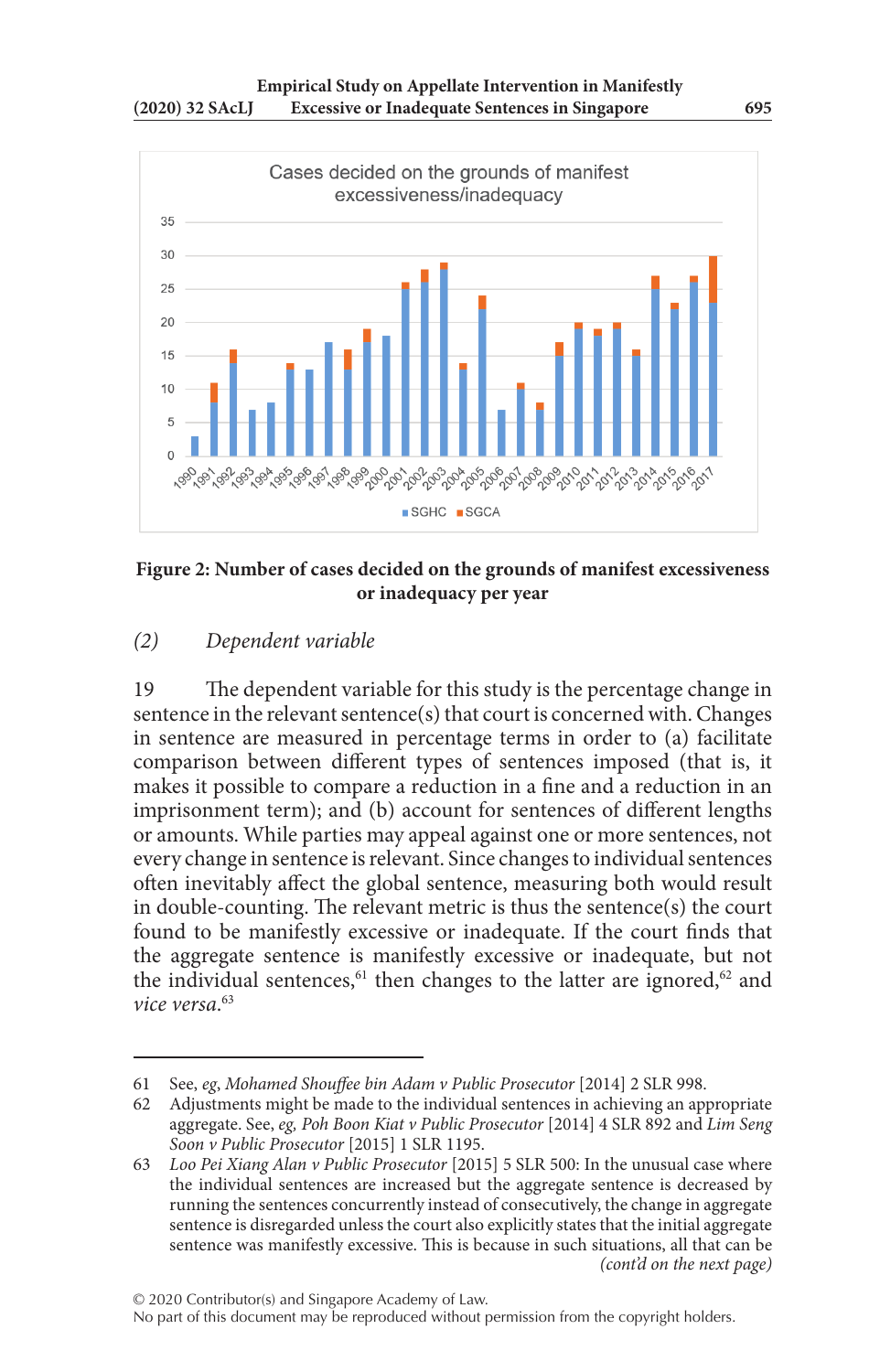Figure 2: Number of cases decided on the grounds of manifest excessiveness or inadequacy per year

*(2) Dependent variable*

19 The dependent variable for this study is the percentage change in sentence in the relevant sentence(s) that court is concerned with. Changes in sentence are measured in percentage terms in order to (a) facilitate comparison between different types of sentences imposed (that is, it makes it possible to compare a reduction in a fine and a reduction in an imprisonment term); and (b) account for sentences of different lengths or amounts. While parties may appeal against one or more sentences, not every change in sentence is relevant. Since changes to individual sentences often inevitably affect the global sentence, measuring both would result in double-counting. The relevant metric is thus the sentence(s) the court found to be manifestly excessive or inadequate. If the court finds that the aggregate sentence is manifestly excessive or inadequate, but not the individual sentences,[61] then changes to the latter are ignored,[62] and *vice versa*.[63]

---

61 See, *eg*, *Mohamed Shouffee bin Adam v Public Prosecutor* [2014] 2 SLR 998.

62 Adjustments might be made to the individual sentences in achieving an appropriate aggregate. See, *eg, Poh Boon Kiat v Public Prosecutor* [2014] 4 SLR 892 and *Lim Seng Soon v Public Prosecutor* [2015] 1 SLR 1195.

63 *Loo Pei Xiang Alan v Public Prosecutor* [2015] 5 SLR 500: In the unusual case where the individual sentences are increased but the aggregate sentence is decreased by running the sentences concurrently instead of consecutively, the change in aggregate sentence is disregarded unless the court also explicitly states that the initial aggregate sentence was manifestly excessive. This is because in such situations, all that can be *(cont'd on the next page)*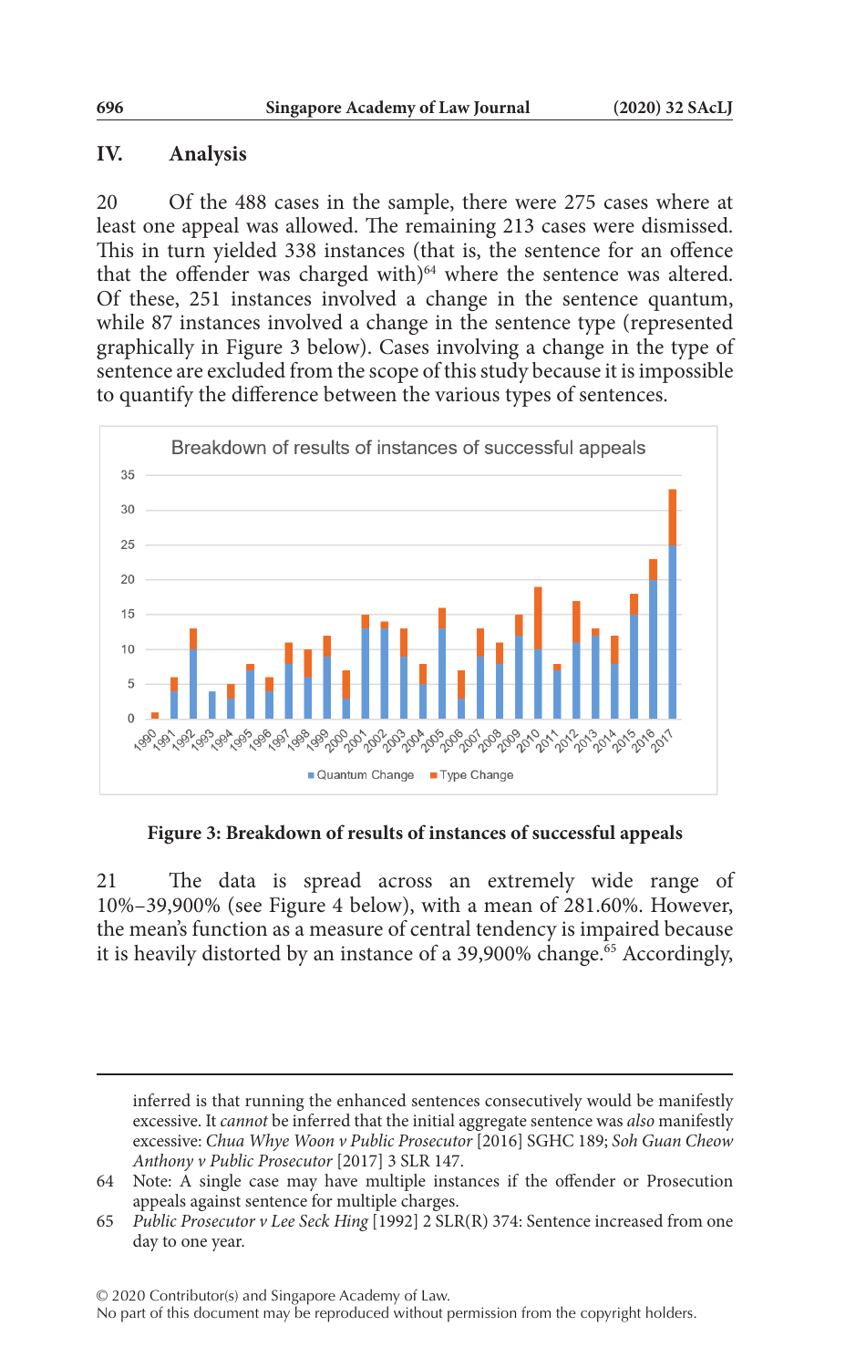## IV. Analysis

20 Of the 488 cases in the sample, there were 275 cases where at least one appeal was allowed. The remaining 213 cases were dismissed. This in turn yielded 338 instances (that is, the sentence for an offence that the offender was charged with)[64] where the sentence was altered. Of these, 251 instances involved a change in the sentence quantum, while 87 instances involved a change in the sentence type (represented graphically in Figure 3 below). Cases involving a change in the type of sentence are excluded from the scope of this study because it is impossible to quantify the difference between the various types of sentences.

**Figure 3: Breakdown of results of instances of successful appeals**

21 The data is spread across an extremely wide range of 10%–39,900% (see Figure 4 below), with a mean of 281.60%. However, the mean's function as a measure of central tendency is impaired because it is heavily distorted by an instance of a 39,900% change.[65] Accordingly,

---

inferred is that running the enhanced sentences consecutively would be manifestly excessive. It *cannot* be inferred that the initial aggregate sentence was *also* manifestly excessive: *Chua Whye Woon v Public Prosecutor* [2016] SGHC 189; *Soh Guan Cheow Anthony v Public Prosecutor* [2017] 3 SLR 147.

64 Note: A single case may have multiple instances if the offender or Prosecution appeals against sentence for multiple charges.

65 *Public Prosecutor v Lee Seck Hing* [1992] 2 SLR(R) 374: Sentence increased from one day to one year.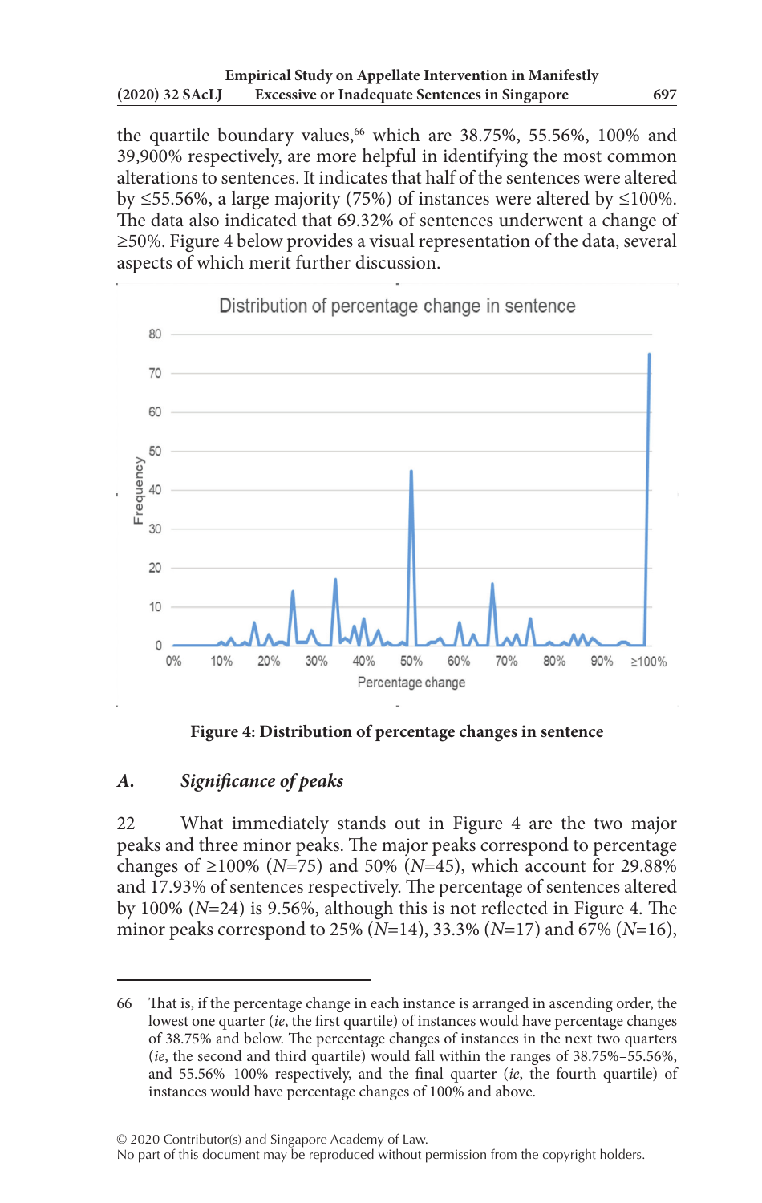the quartile boundary values,[66] which are 38.75%, 55.56%, 100% and 39,900% respectively, are more helpful in identifying the most common alterations to sentences. It indicates that half of the sentences were altered by ≤55.56%, a large majority (75%) of instances were altered by ≤100%. The data also indicated that 69.32% of sentences underwent a change of ≥50%. Figure 4 below provides a visual representation of the data, several aspects of which merit further discussion.

**Figure 4: Distribution of percentage changes in sentence**

### A. *Significance of peaks*

22 What immediately stands out in Figure 4 are the two major peaks and three minor peaks. The major peaks correspond to percentage changes of ≥100% (*N*=75) and 50% (*N*=45), which account for 29.88% and 17.93% of sentences respectively. The percentage of sentences altered by 100% (*N*=24) is 9.56%, although this is not reflected in Figure 4. The minor peaks correspond to 25% (*N*=14), 33.3% (*N*=17) and 67% (*N*=16),

---

66 That is, if the percentage change in each instance is arranged in ascending order, the lowest one quarter (*ie*, the first quartile) of instances would have percentage changes of 38.75% and below. The percentage changes of instances in the next two quarters (*ie*, the second and third quartile) would fall within the ranges of 38.75%–55.56%, and 55.56%–100% respectively, and the final quarter (*ie*, the fourth quartile) of instances would have percentage changes of 100% and above.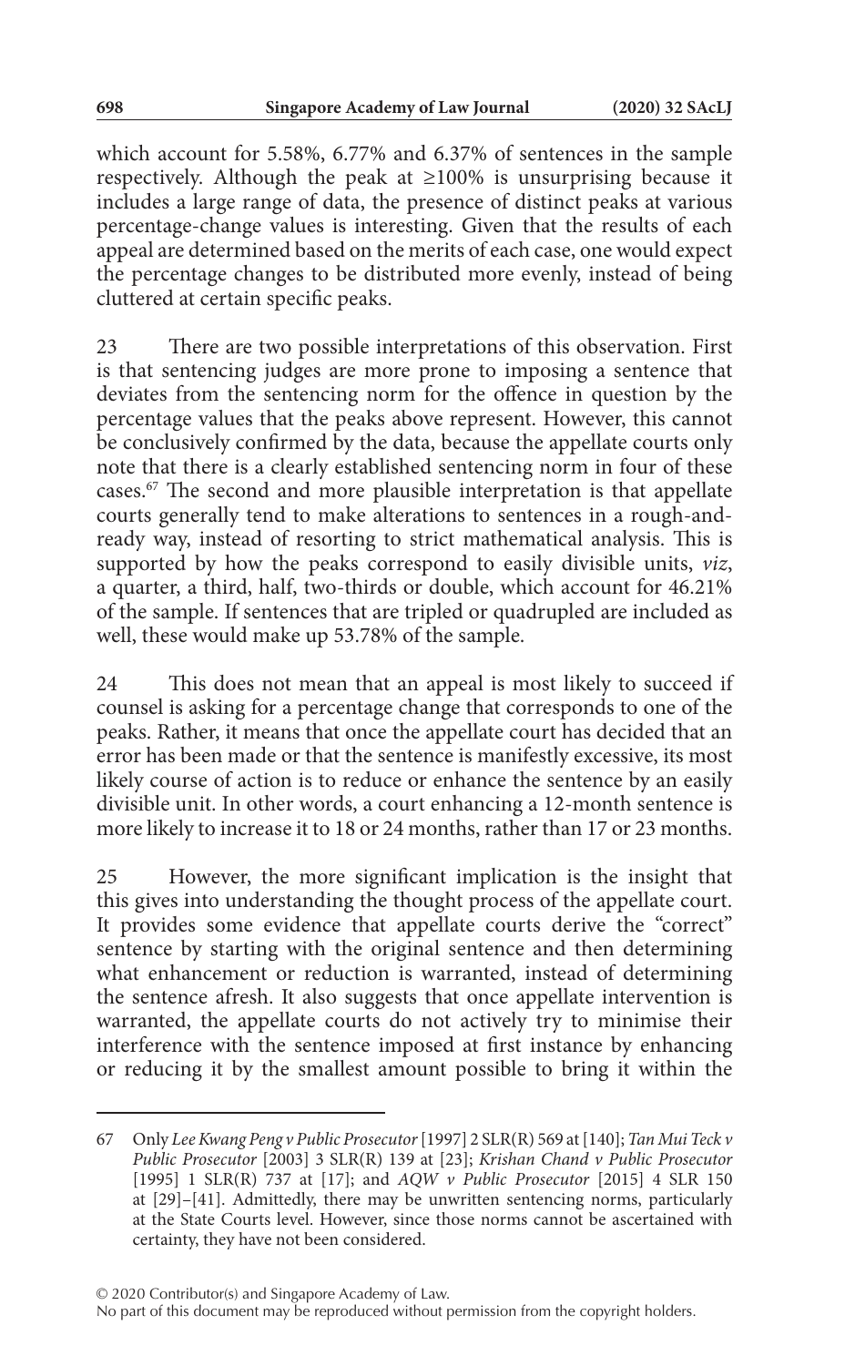which account for 5.58%, 6.77% and 6.37% of sentences in the sample respectively. Although the peak at ≥100% is unsurprising because it includes a large range of data, the presence of distinct peaks at various percentage-change values is interesting. Given that the results of each appeal are determined based on the merits of each case, one would expect the percentage changes to be distributed more evenly, instead of being cluttered at certain specific peaks.

23 There are two possible interpretations of this observation. First is that sentencing judges are more prone to imposing a sentence that deviates from the sentencing norm for the offence in question by the percentage values that the peaks above represent. However, this cannot be conclusively confirmed by the data, because the appellate courts only note that there is a clearly established sentencing norm in four of these cases.[67] The second and more plausible interpretation is that appellate courts generally tend to make alterations to sentences in a rough-and-ready way, instead of resorting to strict mathematical analysis. This is supported by how the peaks correspond to easily divisible units, *viz*, a quarter, a third, half, two-thirds or double, which account for 46.21% of the sample. If sentences that are tripled or quadrupled are included as well, these would make up 53.78% of the sample.

24 This does not mean that an appeal is most likely to succeed if counsel is asking for a percentage change that corresponds to one of the peaks. Rather, it means that once the appellate court has decided that an error has been made or that the sentence is manifestly excessive, its most likely course of action is to reduce or enhance the sentence by an easily divisible unit. In other words, a court enhancing a 12-month sentence is more likely to increase it to 18 or 24 months, rather than 17 or 23 months.

25 However, the more significant implication is the insight that this gives into understanding the thought process of the appellate court. It provides some evidence that appellate courts derive the "correct" sentence by starting with the original sentence and then determining what enhancement or reduction is warranted, instead of determining the sentence afresh. It also suggests that once appellate intervention is warranted, the appellate courts do not actively try to minimise their interference with the sentence imposed at first instance by enhancing or reducing it by the smallest amount possible to bring it within the

---

67 Only *Lee Kwang Peng v Public Prosecutor* [1997] 2 SLR(R) 569 at [140]; *Tan Mui Teck v Public Prosecutor* [2003] 3 SLR(R) 139 at [23]; *Krishan Chand v Public Prosecutor* [1995] 1 SLR(R) 737 at [17]; and *AQW v Public Prosecutor* [2015] 4 SLR 150 at [29]–[41]. Admittedly, there may be unwritten sentencing norms, particularly at the State Courts level. However, since those norms cannot be ascertained with certainty, they have not been considered.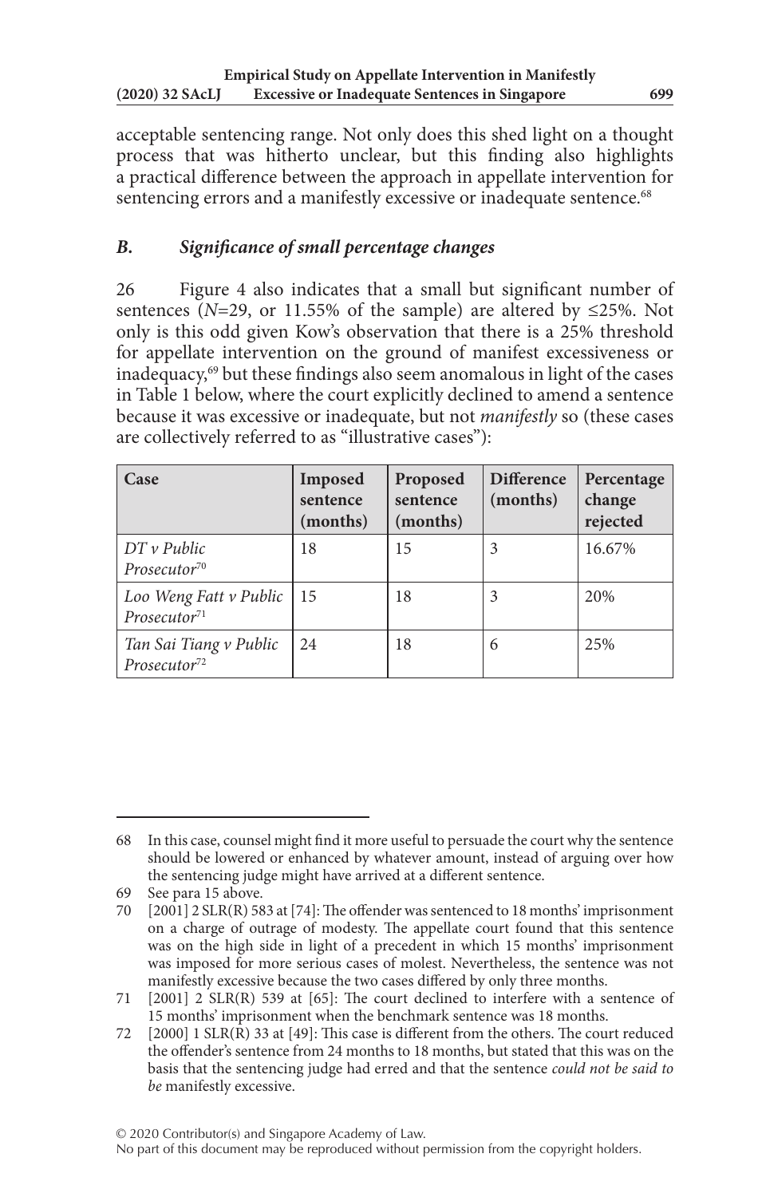acceptable sentencing range. Not only does this shed light on a thought process that was hitherto unclear, but this finding also highlights a practical difference between the approach in appellate intervention for sentencing errors and a manifestly excessive or inadequate sentence.[68]

### *B. Significance of small percentage changes*

26 Figure 4 also indicates that a small but significant number of sentences (*N*=29, or 11.55% of the sample) are altered by ≤25%. Not only is this odd given Kow's observation that there is a 25% threshold for appellate intervention on the ground of manifest excessiveness or inadequacy,[69] but these findings also seem anomalous in light of the cases in Table 1 below, where the court explicitly declined to amend a sentence because it was excessive or inadequate, but not *manifestly* so (these cases are collectively referred to as "illustrative cases"):

| Case | Imposed sentence (months) | Proposed sentence (months) | Difference (months) | Percentage change rejected |
|---|---|---|---|---|
| *DT v Public Prosecutor*[70] | 18 | 15 | 3 | 16.67% |
| *Loo Weng Fatt v Public Prosecutor*[71] | 15 | 18 | 3 | 20% |
| *Tan Sai Tiang v Public Prosecutor*[72] | 24 | 18 | 6 | 25% |

---

68 In this case, counsel might find it more useful to persuade the court why the sentence should be lowered or enhanced by whatever amount, instead of arguing over how the sentencing judge might have arrived at a different sentence.

69 See para 15 above.

70 [2001] 2 SLR(R) 583 at [74]: The offender was sentenced to 18 months' imprisonment on a charge of outrage of modesty. The appellate court found that this sentence was on the high side in light of a precedent in which 15 months' imprisonment was imposed for more serious cases of molest. Nevertheless, the sentence was not manifestly excessive because the two cases differed by only three months.

71 [2001] 2 SLR(R) 539 at [65]: The court declined to interfere with a sentence of 15 months' imprisonment when the benchmark sentence was 18 months.

72 [2000] 1 SLR(R) 33 at [49]: This case is different from the others. The court reduced the offender's sentence from 24 months to 18 months, but stated that this was on the basis that the sentencing judge had erred and that the sentence *could not be said to be* manifestly excessive.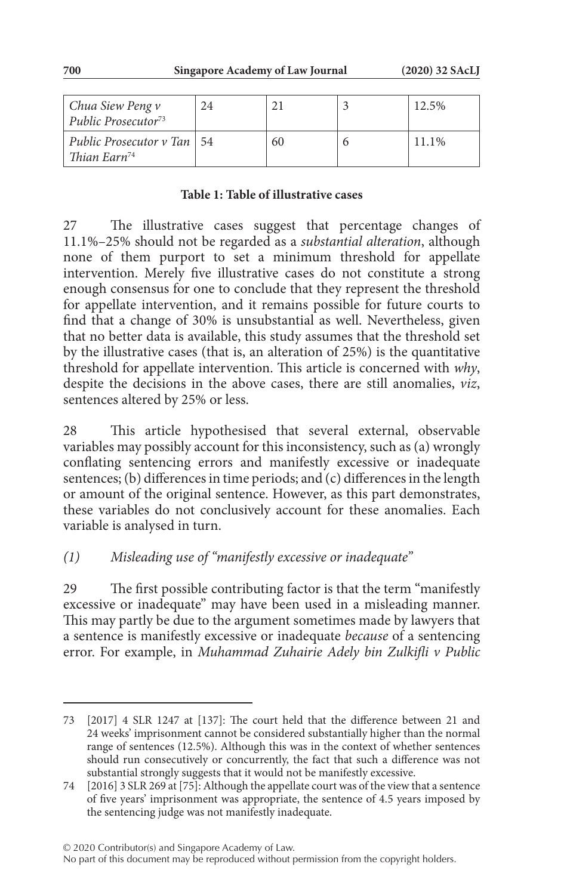| | | | | |
|---|---|---|---|---|
| *Chua Siew Peng v Public Prosecutor*[73] | 24 | 21 | 3 | 12.5% |
| *Public Prosecutor v Tan Thian Earn*[74] | 54 | 60 | 6 | 11.1% |

**Table 1: Table of illustrative cases**

27 The illustrative cases suggest that percentage changes of 11.1%–25% should not be regarded as a *substantial alteration*, although none of them purport to set a minimum threshold for appellate intervention. Merely five illustrative cases do not constitute a strong enough consensus for one to conclude that they represent the threshold for appellate intervention, and it remains possible for future courts to find that a change of 30% is unsubstantial as well. Nevertheless, given that no better data is available, this study assumes that the threshold set by the illustrative cases (that is, an alteration of 25%) is the quantitative threshold for appellate intervention. This article is concerned with *why*, despite the decisions in the above cases, there are still anomalies, *viz*, sentences altered by 25% or less.

28 This article hypothesised that several external, observable variables may possibly account for this inconsistency, such as (a) wrongly conflating sentencing errors and manifestly excessive or inadequate sentences; (b) differences in time periods; and (c) differences in the length or amount of the original sentence. However, as this part demonstrates, these variables do not conclusively account for these anomalies. Each variable is analysed in turn.

### *(1) Misleading use of "manifestly excessive or inadequate"*

29 The first possible contributing factor is that the term "manifestly excessive or inadequate" may have been used in a misleading manner. This may partly be due to the argument sometimes made by lawyers that a sentence is manifestly excessive or inadequate *because* of a sentencing error. For example, in *Muhammad Zuhairie Adely bin Zulkifli v Public*

---

73 [2017] 4 SLR 1247 at [137]: The court held that the difference between 21 and 24 weeks' imprisonment cannot be considered substantially higher than the normal range of sentences (12.5%). Although this was in the context of whether sentences should run consecutively or concurrently, the fact that such a difference was not substantial strongly suggests that it would not be manifestly excessive.

74 [2016] 3 SLR 269 at [75]: Although the appellate court was of the view that a sentence of five years' imprisonment was appropriate, the sentence of 4.5 years imposed by the sentencing judge was not manifestly inadequate.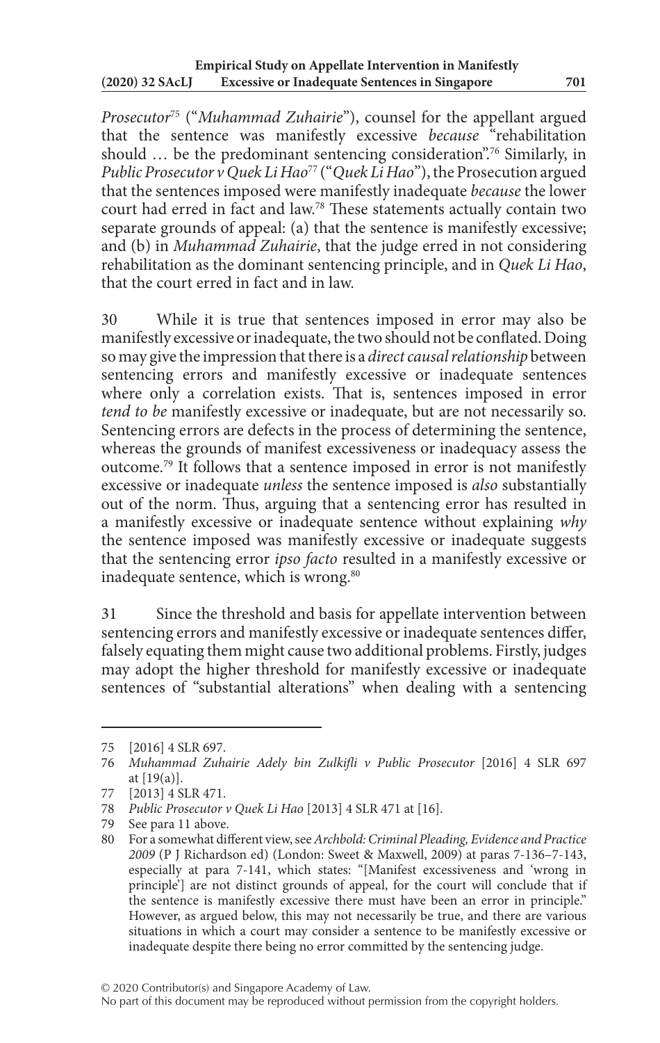*Prosecutor*[75] ("*Muhammad Zuhairie*"), counsel for the appellant argued that the sentence was manifestly excessive *because* "rehabilitation should … be the predominant sentencing consideration".[76] Similarly, in *Public Prosecutor v Quek Li Hao*[77] ("*Quek Li Hao*"), the Prosecution argued that the sentences imposed were manifestly inadequate *because* the lower court had erred in fact and law.[78] These statements actually contain two separate grounds of appeal: (a) that the sentence is manifestly excessive; and (b) in *Muhammad Zuhairie*, that the judge erred in not considering rehabilitation as the dominant sentencing principle, and in *Quek Li Hao*, that the court erred in fact and in law.

30 While it is true that sentences imposed in error may also be manifestly excessive or inadequate, the two should not be conflated. Doing so may give the impression that there is a *direct causal relationship* between sentencing errors and manifestly excessive or inadequate sentences where only a correlation exists. That is, sentences imposed in error *tend to be* manifestly excessive or inadequate, but are not necessarily so. Sentencing errors are defects in the process of determining the sentence, whereas the grounds of manifest excessiveness or inadequacy assess the outcome.[79] It follows that a sentence imposed in error is not manifestly excessive or inadequate *unless* the sentence imposed is *also* substantially out of the norm. Thus, arguing that a sentencing error has resulted in a manifestly excessive or inadequate sentence without explaining *why* the sentence imposed was manifestly excessive or inadequate suggests that the sentencing error *ipso facto* resulted in a manifestly excessive or inadequate sentence, which is wrong.[80]

31 Since the threshold and basis for appellate intervention between sentencing errors and manifestly excessive or inadequate sentences differ, falsely equating them might cause two additional problems. Firstly, judges may adopt the higher threshold for manifestly excessive or inadequate sentences of "substantial alterations" when dealing with a sentencing

---

75 [2016] 4 SLR 697.

76 *Muhammad Zuhairie Adely bin Zulkifli v Public Prosecutor* [2016] 4 SLR 697 at [19(a)].

77 [2013] 4 SLR 471.

78 *Public Prosecutor v Quek Li Hao* [2013] 4 SLR 471 at [16].

79 See para 11 above.

80 For a somewhat different view, see *Archbold: Criminal Pleading, Evidence and Practice 2009* (P J Richardson ed) (London: Sweet & Maxwell, 2009) at paras 7-136–7-143, especially at para 7-141, which states: "[Manifest excessiveness and 'wrong in principle'] are not distinct grounds of appeal, for the court will conclude that if the sentence is manifestly excessive there must have been an error in principle." However, as argued below, this may not necessarily be true, and there are various situations in which a court may consider a sentence to be manifestly excessive or inadequate despite there being no error committed by the sentencing judge.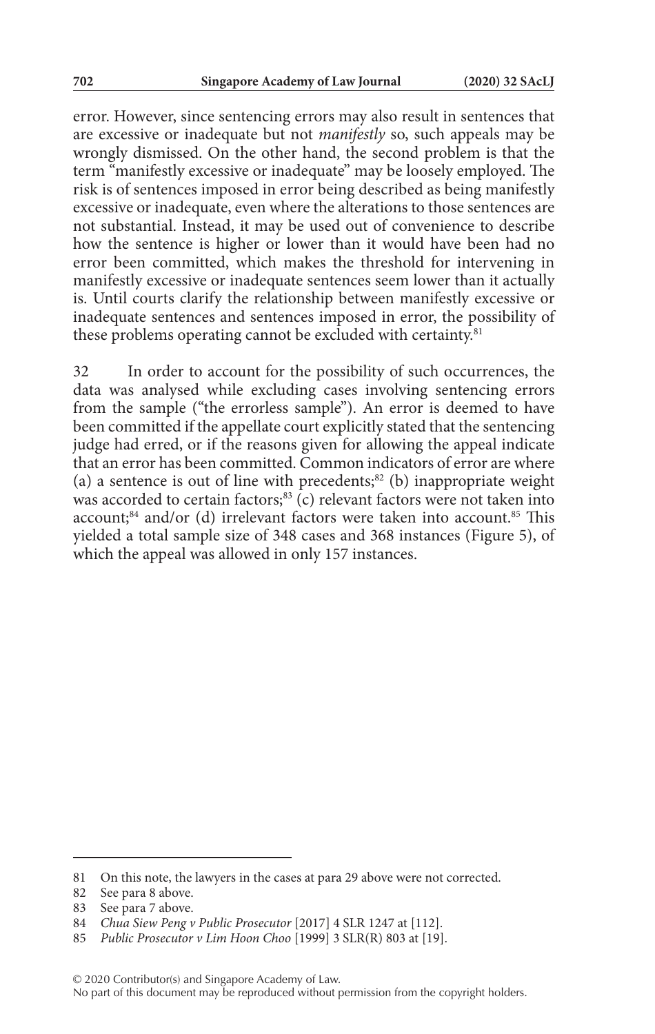error. However, since sentencing errors may also result in sentences that are excessive or inadequate but not *manifestly* so, such appeals may be wrongly dismissed. On the other hand, the second problem is that the term "manifestly excessive or inadequate" may be loosely employed. The risk is of sentences imposed in error being described as being manifestly excessive or inadequate, even where the alterations to those sentences are not substantial. Instead, it may be used out of convenience to describe how the sentence is higher or lower than it would have been had no error been committed, which makes the threshold for intervening in manifestly excessive or inadequate sentences seem lower than it actually is. Until courts clarify the relationship between manifestly excessive or inadequate sentences and sentences imposed in error, the possibility of these problems operating cannot be excluded with certainty.[81]

32 In order to account for the possibility of such occurrences, the data was analysed while excluding cases involving sentencing errors from the sample ("the errorless sample"). An error is deemed to have been committed if the appellate court explicitly stated that the sentencing judge had erred, or if the reasons given for allowing the appeal indicate that an error has been committed. Common indicators of error are where (a) a sentence is out of line with precedents;[82] (b) inappropriate weight was accorded to certain factors;[83] (c) relevant factors were not taken into account;[84] and/or (d) irrelevant factors were taken into account.[85] This yielded a total sample size of 348 cases and 368 instances (Figure 5), of which the appeal was allowed in only 157 instances.

---

81 On this note, the lawyers in the cases at para 29 above were not corrected.

82 See para 8 above.

83 See para 7 above.

84 *Chua Siew Peng v Public Prosecutor* [2017] 4 SLR 1247 at [112].

85 *Public Prosecutor v Lim Hoon Choo* [1999] 3 SLR(R) 803 at [19].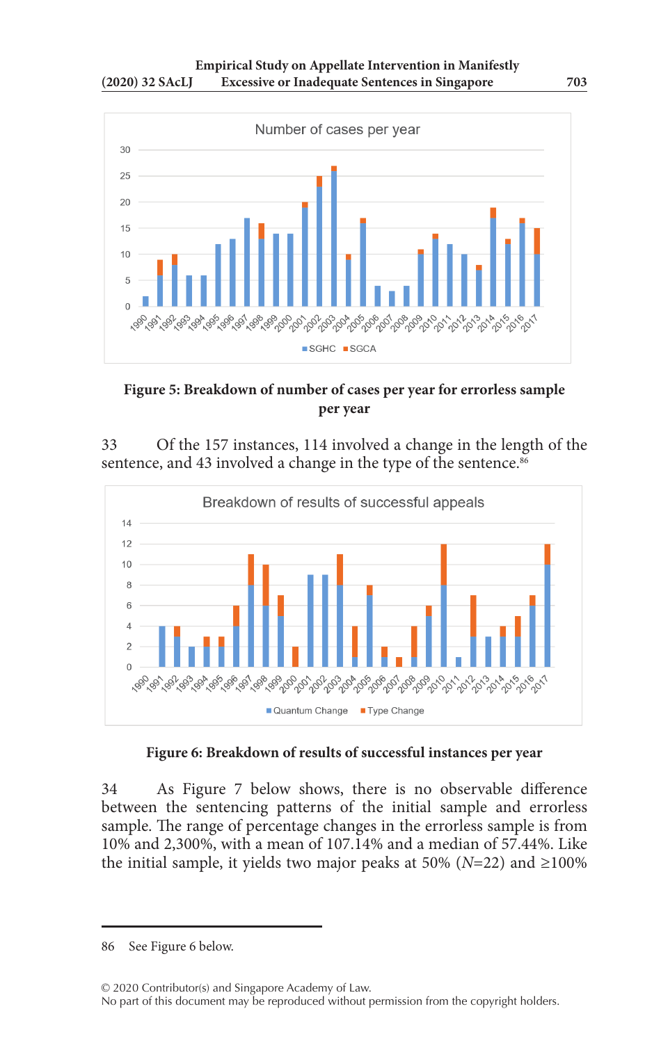Figure 5: Breakdown of number of cases per year for errorless sample per year

33 Of the 157 instances, 114 involved a change in the length of the sentence, and 43 involved a change in the type of the sentence.[86]

Figure 6: Breakdown of results of successful instances per year

34 As Figure 7 below shows, there is no observable difference between the sentencing patterns of the initial sample and errorless sample. The range of percentage changes in the errorless sample is from 10% and 2,300%, with a mean of 107.14% and a median of 57.44%. Like the initial sample, it yields two major peaks at 50% (*N*=22) and ≥100%

---

86 See Figure 6 below.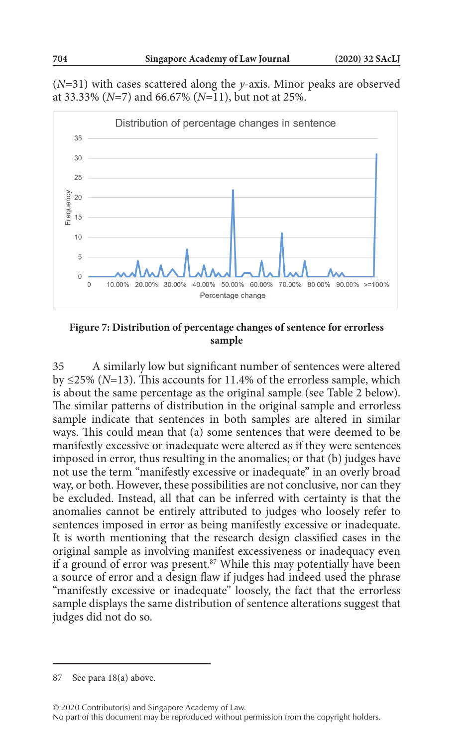(*N*=31) with cases scattered along the *y*-axis. Minor peaks are observed at 33.33% (*N*=7) and 66.67% (*N*=11), but not at 25%.

**Figure 7: Distribution of percentage changes of sentence for errorless sample**

35 A similarly low but significant number of sentences were altered by ≤25% (*N*=13). This accounts for 11.4% of the errorless sample, which is about the same percentage as the original sample (see Table 2 below). The similar patterns of distribution in the original sample and errorless sample indicate that sentences in both samples are altered in similar ways. This could mean that (a) some sentences that were deemed to be manifestly excessive or inadequate were altered as if they were sentences imposed in error, thus resulting in the anomalies; or that (b) judges have not use the term "manifestly excessive or inadequate" in an overly broad way, or both. However, these possibilities are not conclusive, nor can they be excluded. Instead, all that can be inferred with certainty is that the anomalies cannot be entirely attributed to judges who loosely refer to sentences imposed in error as being manifestly excessive or inadequate. It is worth mentioning that the research design classified cases in the original sample as involving manifest excessiveness or inadequacy even if a ground of error was present.[87] While this may potentially have been a source of error and a design flaw if judges had indeed used the phrase "manifestly excessive or inadequate" loosely, the fact that the errorless sample displays the same distribution of sentence alterations suggest that judges did not do so.

---

87 See para 18(a) above.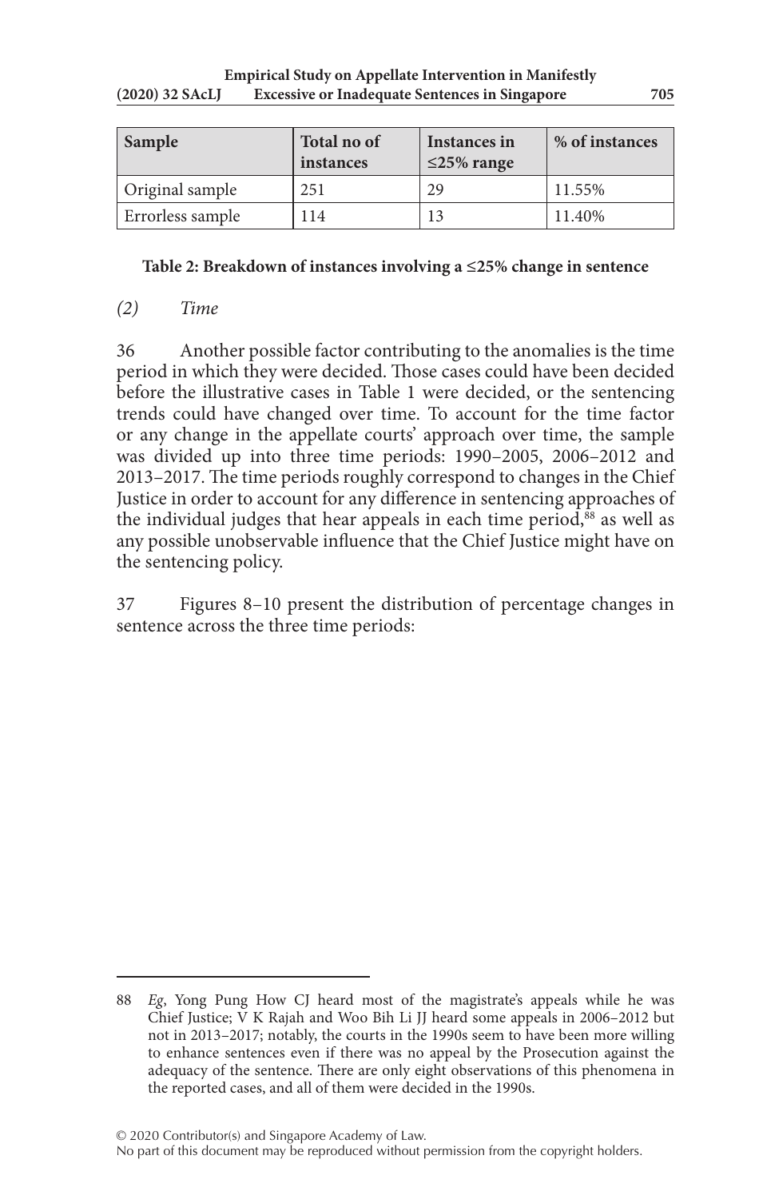| Sample | Total no of instances | Instances in ≤25% range | % of instances |
|---|---|---|---|
| Original sample | 251 | 29 | 11.55% |
| Errorless sample | 114 | 13 | 11.40% |

**Table 2: Breakdown of instances involving a ≤25% change in sentence**

*(2) Time*

36 Another possible factor contributing to the anomalies is the time period in which they were decided. Those cases could have been decided before the illustrative cases in Table 1 were decided, or the sentencing trends could have changed over time. To account for the time factor or any change in the appellate courts' approach over time, the sample was divided up into three time periods: 1990–2005, 2006–2012 and 2013–2017. The time periods roughly correspond to changes in the Chief Justice in order to account for any difference in sentencing approaches of the individual judges that hear appeals in each time period,[88] as well as any possible unobservable influence that the Chief Justice might have on the sentencing policy.

37 Figures 8–10 present the distribution of percentage changes in sentence across the three time periods:

88 *Eg*, Yong Pung How CJ heard most of the magistrate's appeals while he was Chief Justice; V K Rajah and Woo Bih Li JJ heard some appeals in 2006–2012 but not in 2013–2017; notably, the courts in the 1990s seem to have been more willing to enhance sentences even if there was no appeal by the Prosecution against the adequacy of the sentence. There are only eight observations of this phenomena in the reported cases, and all of them were decided in the 1990s.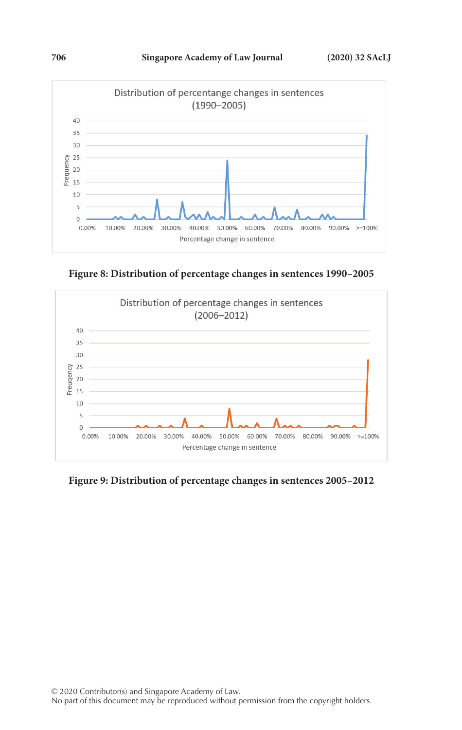Figure 8: Distribution of percentage changes in sentences 1990–2005

Figure 9: Distribution of percentage changes in sentences 2005–2012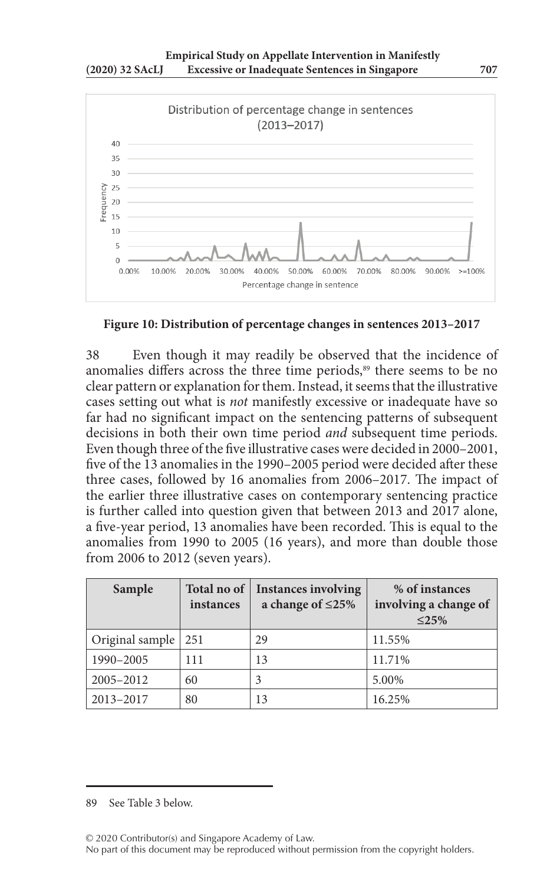**Figure 10: Distribution of percentage changes in sentences 2013–2017**

38 Even though it may readily be observed that the incidence of anomalies differs across the three time periods,[89] there seems to be no clear pattern or explanation for them. Instead, it seems that the illustrative cases setting out what is *not* manifestly excessive or inadequate have so far had no significant impact on the sentencing patterns of subsequent decisions in both their own time period *and* subsequent time periods. Even though three of the five illustrative cases were decided in 2000–2001, five of the 13 anomalies in the 1990–2005 period were decided after these three cases, followed by 16 anomalies from 2006–2017. The impact of the earlier three illustrative cases on contemporary sentencing practice is further called into question given that between 2013 and 2017 alone, a five-year period, 13 anomalies have been recorded. This is equal to the anomalies from 1990 to 2005 (16 years), and more than double those from 2006 to 2012 (seven years).

| Sample | Total no of instances | Instances involving a change of ≤25% | % of instances involving a change of ≤25% |
|---|---|---|---|
| Original sample | 251 | 29 | 11.55% |
| 1990–2005 | 111 | 13 | 11.71% |
| 2005–2012 | 60 | 3 | 5.00% |
| 2013–2017 | 80 | 13 | 16.25% |

89 See Table 3 below.

© 2020 Contributor(s) and Singapore Academy of Law.
No part of this document may be reproduced without permission from the copyright holders.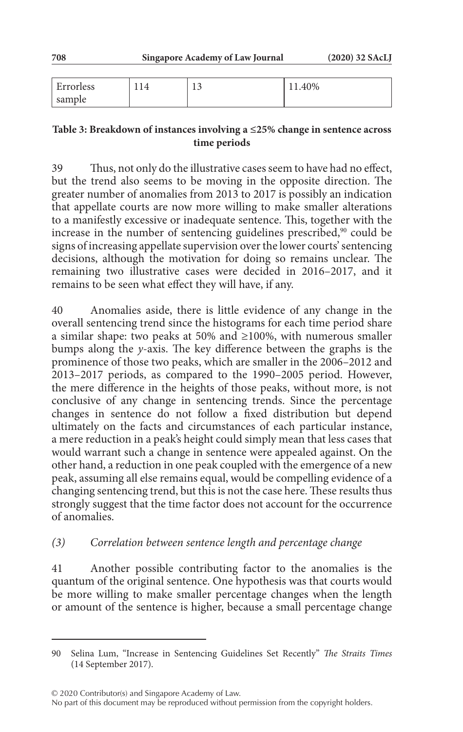| Errorless sample | 114 | 13 | 11.40% |
|---|---|---|---|

**Table 3: Breakdown of instances involving a ≤25% change in sentence across time periods**

39 Thus, not only do the illustrative cases seem to have had no effect, but the trend also seems to be moving in the opposite direction. The greater number of anomalies from 2013 to 2017 is possibly an indication that appellate courts are now more willing to make smaller alterations to a manifestly excessive or inadequate sentence. This, together with the increase in the number of sentencing guidelines prescribed,[90] could be signs of increasing appellate supervision over the lower courts' sentencing decisions, although the motivation for doing so remains unclear. The remaining two illustrative cases were decided in 2016–2017, and it remains to be seen what effect they will have, if any.

40 Anomalies aside, there is little evidence of any change in the overall sentencing trend since the histograms for each time period share a similar shape: two peaks at 50% and ≥100%, with numerous smaller bumps along the *y*-axis. The key difference between the graphs is the prominence of those two peaks, which are smaller in the 2006–2012 and 2013–2017 periods, as compared to the 1990–2005 period. However, the mere difference in the heights of those peaks, without more, is not conclusive of any change in sentencing trends. Since the percentage changes in sentence do not follow a fixed distribution but depend ultimately on the facts and circumstances of each particular instance, a mere reduction in a peak's height could simply mean that less cases that would warrant such a change in sentence were appealed against. On the other hand, a reduction in one peak coupled with the emergence of a new peak, assuming all else remains equal, would be compelling evidence of a changing sentencing trend, but this is not the case here. These results thus strongly suggest that the time factor does not account for the occurrence of anomalies.

*(3) Correlation between sentence length and percentage change*

41 Another possible contributing factor to the anomalies is the quantum of the original sentence. One hypothesis was that courts would be more willing to make smaller percentage changes when the length or amount of the sentence is higher, because a small percentage change

---

90 Selina Lum, "Increase in Sentencing Guidelines Set Recently" *The Straits Times* (14 September 2017).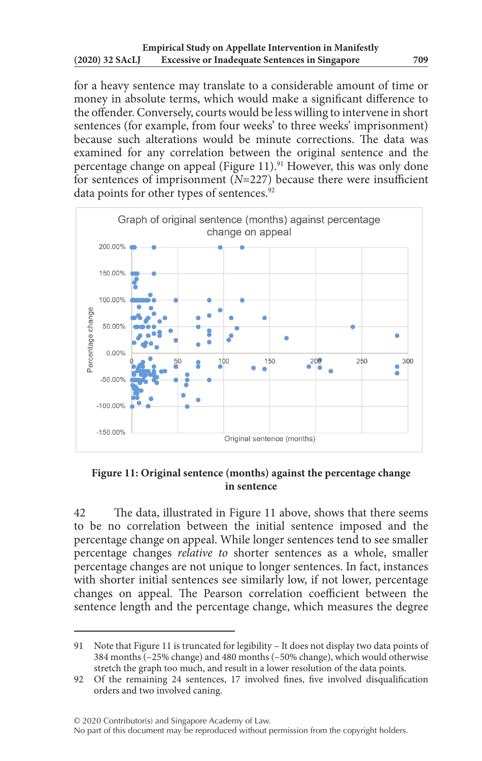for a heavy sentence may translate to a considerable amount of time or money in absolute terms, which would make a significant difference to the offender. Conversely, courts would be less willing to intervene in short sentences (for example, from four weeks' to three weeks' imprisonment) because such alterations would be minute corrections. The data was examined for any correlation between the original sentence and the percentage change on appeal (Figure 11).[91] However, this was only done for sentences of imprisonment ($N$=227) because there were insufficient data points for other types of sentences.[92]

**Figure 11: Original sentence (months) against the percentage change in sentence**

42 The data, illustrated in Figure 11 above, shows that there seems to be no correlation between the initial sentence imposed and the percentage change on appeal. While longer sentences tend to see smaller percentage changes *relative to* shorter sentences as a whole, smaller percentage changes are not unique to longer sentences. In fact, instances with shorter initial sentences see similarly low, if not lower, percentage changes on appeal. The Pearson correlation coefficient between the sentence length and the percentage change, which measures the degree

---

91 Note that Figure 11 is truncated for legibility – It does not display two data points of 384 months (–25% change) and 480 months (–50% change), which would otherwise stretch the graph too much, and result in a lower resolution of the data points.

92 Of the remaining 24 sentences, 17 involved fines, five involved disqualification orders and two involved caning.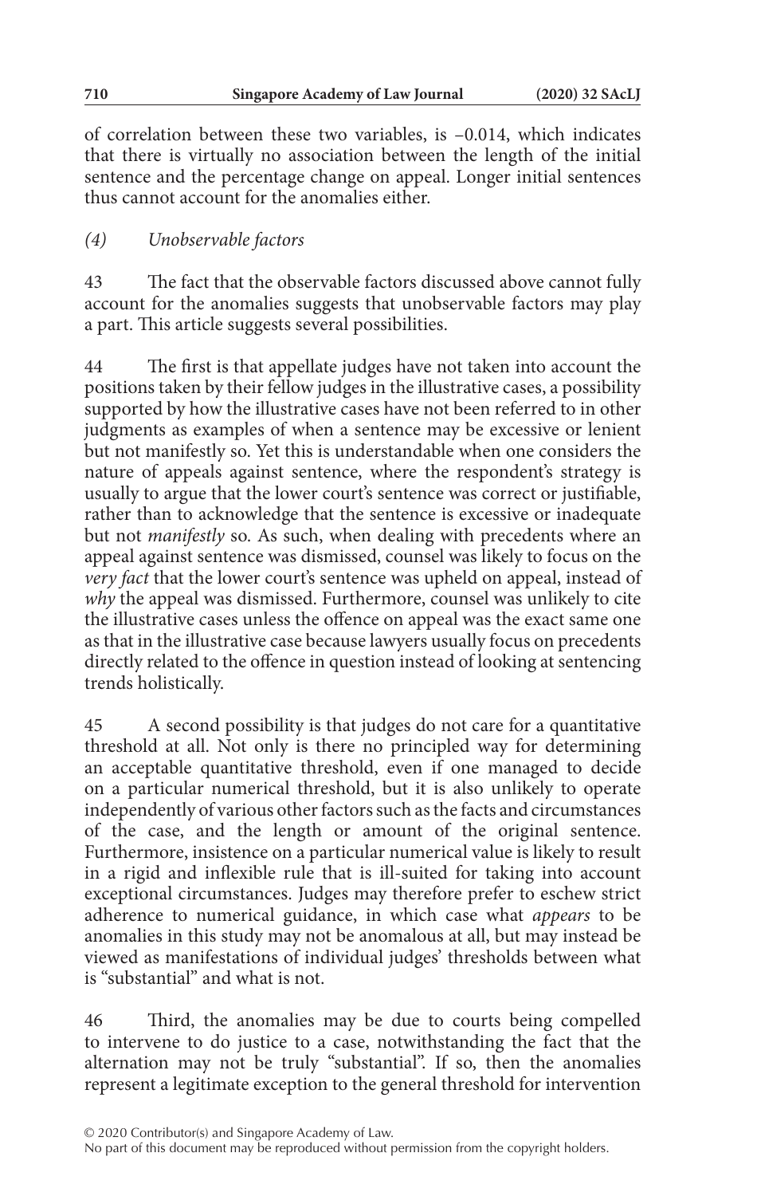of correlation between these two variables, is –0.014, which indicates that there is virtually no association between the length of the initial sentence and the percentage change on appeal. Longer initial sentences thus cannot account for the anomalies either.

### *(4) Unobservable factors*

43 The fact that the observable factors discussed above cannot fully account for the anomalies suggests that unobservable factors may play a part. This article suggests several possibilities.

44 The first is that appellate judges have not taken into account the positions taken by their fellow judges in the illustrative cases, a possibility supported by how the illustrative cases have not been referred to in other judgments as examples of when a sentence may be excessive or lenient but not manifestly so. Yet this is understandable when one considers the nature of appeals against sentence, where the respondent's strategy is usually to argue that the lower court's sentence was correct or justifiable, rather than to acknowledge that the sentence is excessive or inadequate but not *manifestly* so. As such, when dealing with precedents where an appeal against sentence was dismissed, counsel was likely to focus on the *very fact* that the lower court's sentence was upheld on appeal, instead of *why* the appeal was dismissed. Furthermore, counsel was unlikely to cite the illustrative cases unless the offence on appeal was the exact same one as that in the illustrative case because lawyers usually focus on precedents directly related to the offence in question instead of looking at sentencing trends holistically.

45 A second possibility is that judges do not care for a quantitative threshold at all. Not only is there no principled way for determining an acceptable quantitative threshold, even if one managed to decide on a particular numerical threshold, but it is also unlikely to operate independently of various other factors such as the facts and circumstances of the case, and the length or amount of the original sentence. Furthermore, insistence on a particular numerical value is likely to result in a rigid and inflexible rule that is ill-suited for taking into account exceptional circumstances. Judges may therefore prefer to eschew strict adherence to numerical guidance, in which case what *appears* to be anomalies in this study may not be anomalous at all, but may instead be viewed as manifestations of individual judges' thresholds between what is "substantial" and what is not.

46 Third, the anomalies may be due to courts being compelled to intervene to do justice to a case, notwithstanding the fact that the alternation may not be truly "substantial". If so, then the anomalies represent a legitimate exception to the general threshold for intervention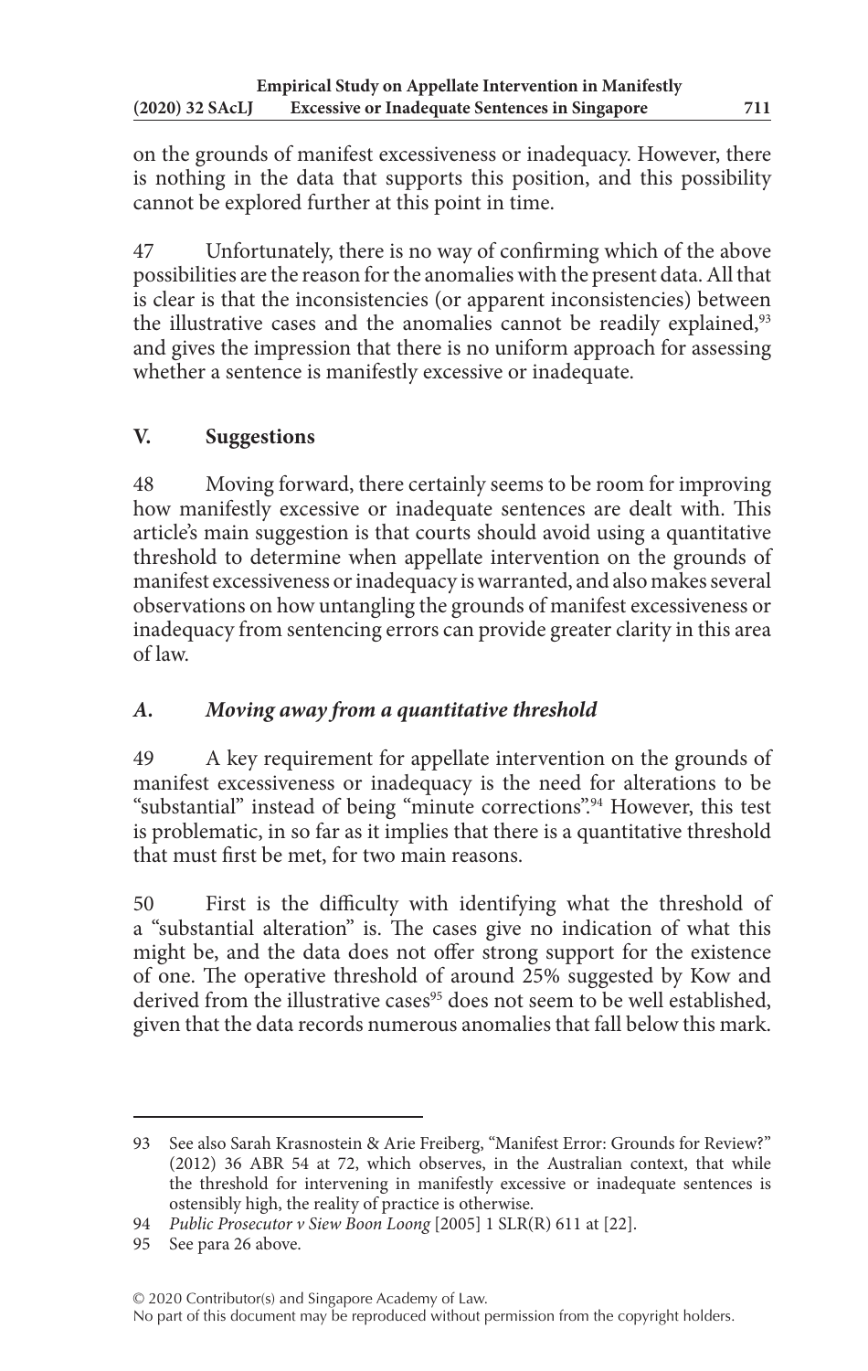on the grounds of manifest excessiveness or inadequacy. However, there is nothing in the data that supports this position, and this possibility cannot be explored further at this point in time.

47 Unfortunately, there is no way of confirming which of the above possibilities are the reason for the anomalies with the present data. All that is clear is that the inconsistencies (or apparent inconsistencies) between the illustrative cases and the anomalies cannot be readily explained,[93] and gives the impression that there is no uniform approach for assessing whether a sentence is manifestly excessive or inadequate.

## V. Suggestions

48 Moving forward, there certainly seems to be room for improving how manifestly excessive or inadequate sentences are dealt with. This article's main suggestion is that courts should avoid using a quantitative threshold to determine when appellate intervention on the grounds of manifest excessiveness or inadequacy is warranted, and also makes several observations on how untangling the grounds of manifest excessiveness or inadequacy from sentencing errors can provide greater clarity in this area of law.

### *A. Moving away from a quantitative threshold*

49 A key requirement for appellate intervention on the grounds of manifest excessiveness or inadequacy is the need for alterations to be "substantial" instead of being "minute corrections".[94] However, this test is problematic, in so far as it implies that there is a quantitative threshold that must first be met, for two main reasons.

50 First is the difficulty with identifying what the threshold of a "substantial alteration" is. The cases give no indication of what this might be, and the data does not offer strong support for the existence of one. The operative threshold of around 25% suggested by Kow and derived from the illustrative cases[95] does not seem to be well established, given that the data records numerous anomalies that fall below this mark.

---

93 See also Sarah Krasnostein & Arie Freiberg, "Manifest Error: Grounds for Review?" (2012) 36 ABR 54 at 72, which observes, in the Australian context, that while the threshold for intervening in manifestly excessive or inadequate sentences is ostensibly high, the reality of practice is otherwise.

94 *Public Prosecutor v Siew Boon Loong* [2005] 1 SLR(R) 611 at [22].

95 See para 26 above.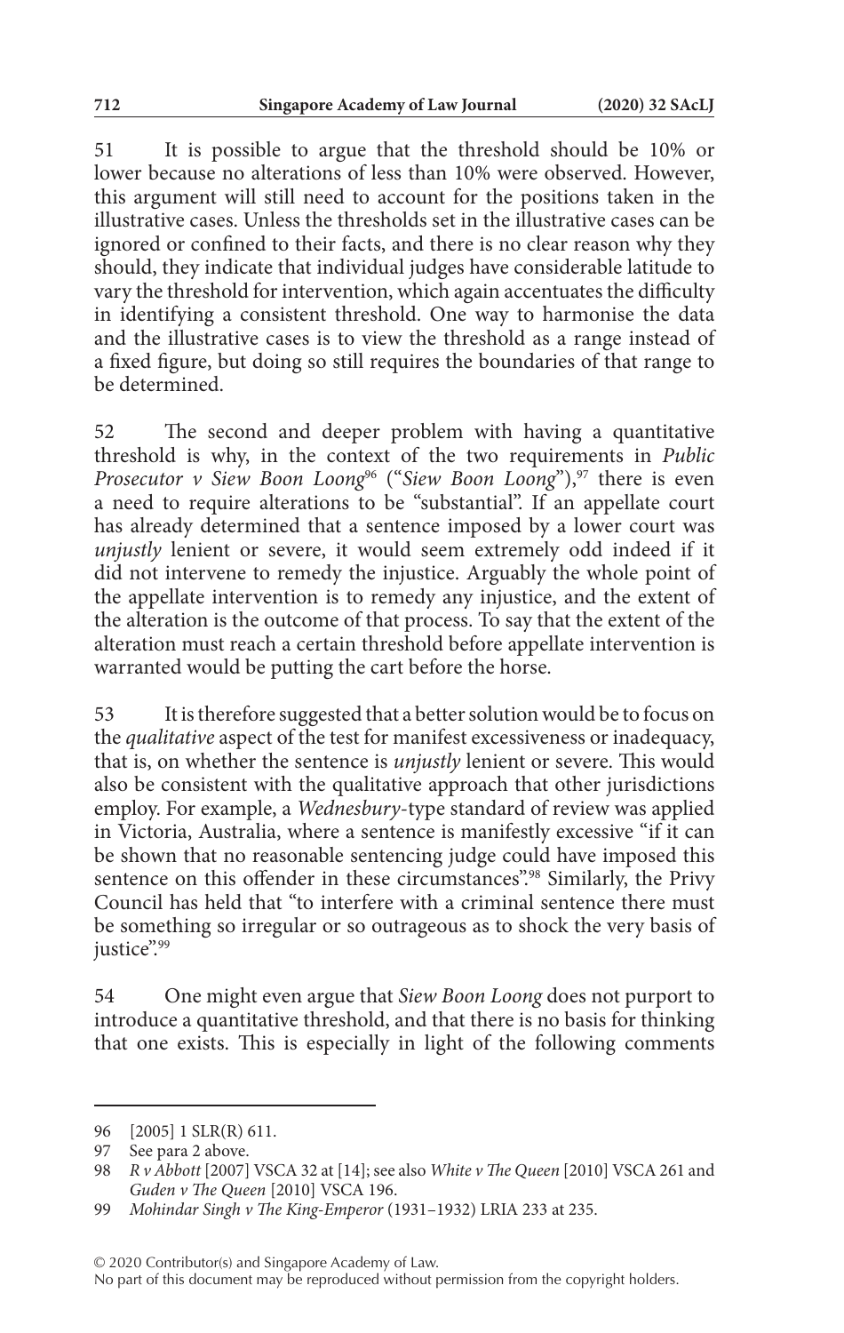51 It is possible to argue that the threshold should be 10% or lower because no alterations of less than 10% were observed. However, this argument will still need to account for the positions taken in the illustrative cases. Unless the thresholds set in the illustrative cases can be ignored or confined to their facts, and there is no clear reason why they should, they indicate that individual judges have considerable latitude to vary the threshold for intervention, which again accentuates the difficulty in identifying a consistent threshold. One way to harmonise the data and the illustrative cases is to view the threshold as a range instead of a fixed figure, but doing so still requires the boundaries of that range to be determined.

52 The second and deeper problem with having a quantitative threshold is why, in the context of the two requirements in *Public Prosecutor v Siew Boon Loong*[96] ("*Siew Boon Loong*"),[97] there is even a need to require alterations to be "substantial". If an appellate court has already determined that a sentence imposed by a lower court was *unjustly* lenient or severe, it would seem extremely odd indeed if it did not intervene to remedy the injustice. Arguably the whole point of the appellate intervention is to remedy any injustice, and the extent of the alteration is the outcome of that process. To say that the extent of the alteration must reach a certain threshold before appellate intervention is warranted would be putting the cart before the horse.

53 It is therefore suggested that a better solution would be to focus on the *qualitative* aspect of the test for manifest excessiveness or inadequacy, that is, on whether the sentence is *unjustly* lenient or severe. This would also be consistent with the qualitative approach that other jurisdictions employ. For example, a *Wednesbury*-type standard of review was applied in Victoria, Australia, where a sentence is manifestly excessive "if it can be shown that no reasonable sentencing judge could have imposed this sentence on this offender in these circumstances".[98] Similarly, the Privy Council has held that "to interfere with a criminal sentence there must be something so irregular or so outrageous as to shock the very basis of justice".[99]

54 One might even argue that *Siew Boon Loong* does not purport to introduce a quantitative threshold, and that there is no basis for thinking that one exists. This is especially in light of the following comments

---

96 [2005] 1 SLR(R) 611.

97 See para 2 above.

98 *R v Abbott* [2007] VSCA 32 at [14]; see also *White v The Queen* [2010] VSCA 261 and *Guden v The Queen* [2010] VSCA 196.

99 *Mohindar Singh v The King-Emperor* (1931–1932) LRIA 233 at 235.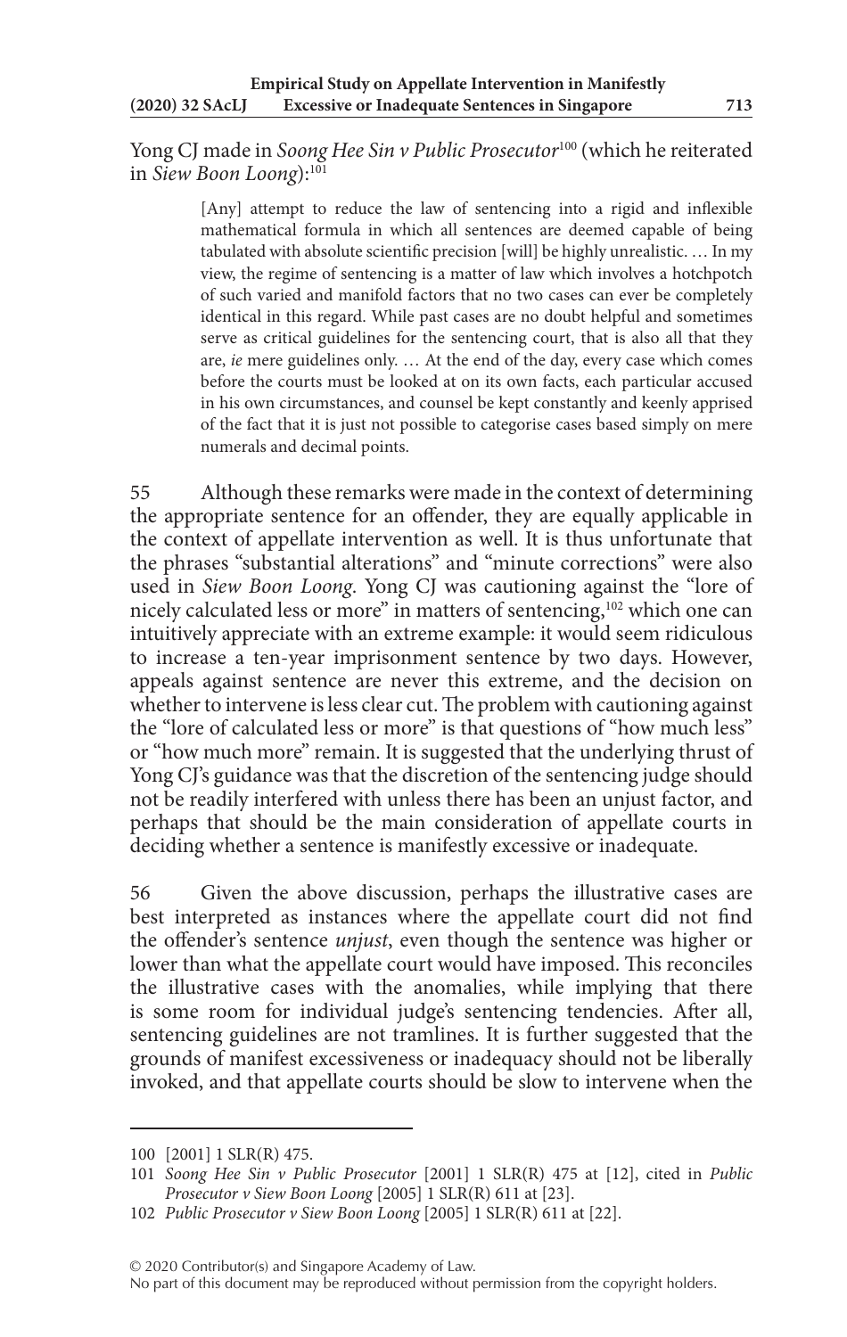Yong CJ made in *Soong Hee Sin v Public Prosecutor*[100] (which he reiterated in *Siew Boon Loong*):[101]

> [Any] attempt to reduce the law of sentencing into a rigid and inflexible mathematical formula in which all sentences are deemed capable of being tabulated with absolute scientific precision [will] be highly unrealistic. … In my view, the regime of sentencing is a matter of law which involves a hotchpotch of such varied and manifold factors that no two cases can ever be completely identical in this regard. While past cases are no doubt helpful and sometimes serve as critical guidelines for the sentencing court, that is also all that they are, *ie* mere guidelines only. … At the end of the day, every case which comes before the courts must be looked at on its own facts, each particular accused in his own circumstances, and counsel be kept constantly and keenly apprised of the fact that it is just not possible to categorise cases based simply on mere numerals and decimal points.

55 Although these remarks were made in the context of determining the appropriate sentence for an offender, they are equally applicable in the context of appellate intervention as well. It is thus unfortunate that the phrases "substantial alterations" and "minute corrections" were also used in *Siew Boon Loong*. Yong CJ was cautioning against the "lore of nicely calculated less or more" in matters of sentencing,[102] which one can intuitively appreciate with an extreme example: it would seem ridiculous to increase a ten-year imprisonment sentence by two days. However, appeals against sentence are never this extreme, and the decision on whether to intervene is less clear cut. The problem with cautioning against the "lore of calculated less or more" is that questions of "how much less" or "how much more" remain. It is suggested that the underlying thrust of Yong CJ's guidance was that the discretion of the sentencing judge should not be readily interfered with unless there has been an unjust factor, and perhaps that should be the main consideration of appellate courts in deciding whether a sentence is manifestly excessive or inadequate.

56 Given the above discussion, perhaps the illustrative cases are best interpreted as instances where the appellate court did not find the offender's sentence *unjust*, even though the sentence was higher or lower than what the appellate court would have imposed. This reconciles the illustrative cases with the anomalies, while implying that there is some room for individual judge's sentencing tendencies. After all, sentencing guidelines are not tramlines. It is further suggested that the grounds of manifest excessiveness or inadequacy should not be liberally invoked, and that appellate courts should be slow to intervene when the

---

100 [2001] 1 SLR(R) 475.

101 *Soong Hee Sin v Public Prosecutor* [2001] 1 SLR(R) 475 at [12], cited in *Public Prosecutor v Siew Boon Loong* [2005] 1 SLR(R) 611 at [23].

102 *Public Prosecutor v Siew Boon Loong* [2005] 1 SLR(R) 611 at [22].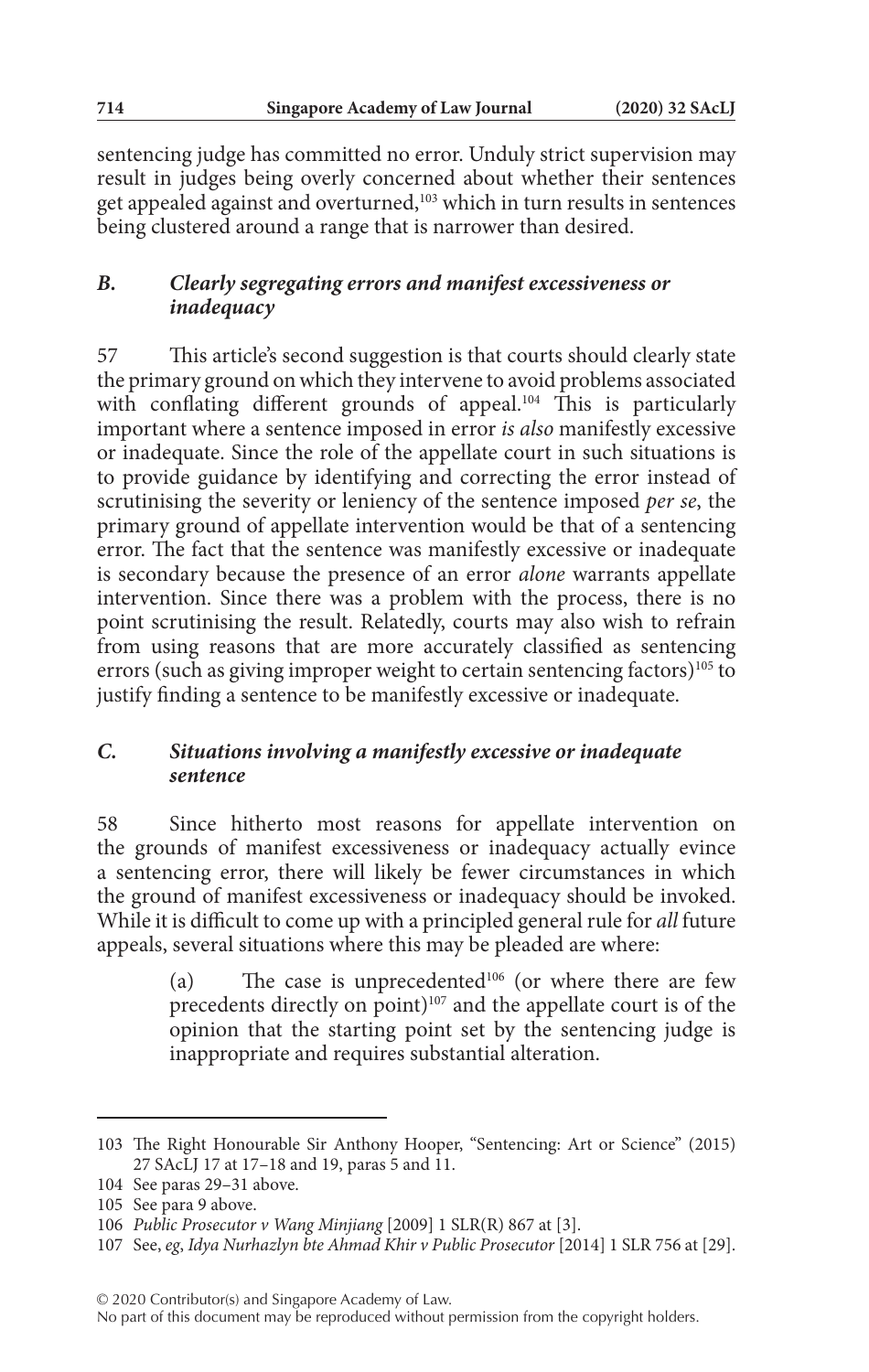sentencing judge has committed no error. Unduly strict supervision may result in judges being overly concerned about whether their sentences get appealed against and overturned,[103] which in turn results in sentences being clustered around a range that is narrower than desired.

### *B. Clearly segregating errors and manifest excessiveness or inadequacy*

57 This article's second suggestion is that courts should clearly state the primary ground on which they intervene to avoid problems associated with conflating different grounds of appeal.[104] This is particularly important where a sentence imposed in error *is also* manifestly excessive or inadequate. Since the role of the appellate court in such situations is to provide guidance by identifying and correcting the error instead of scrutinising the severity or leniency of the sentence imposed *per se*, the primary ground of appellate intervention would be that of a sentencing error. The fact that the sentence was manifestly excessive or inadequate is secondary because the presence of an error *alone* warrants appellate intervention. Since there was a problem with the process, there is no point scrutinising the result. Relatedly, courts may also wish to refrain from using reasons that are more accurately classified as sentencing errors (such as giving improper weight to certain sentencing factors)[105] to justify finding a sentence to be manifestly excessive or inadequate.

### *C. Situations involving a manifestly excessive or inadequate sentence*

58 Since hitherto most reasons for appellate intervention on the grounds of manifest excessiveness or inadequacy actually evince a sentencing error, there will likely be fewer circumstances in which the ground of manifest excessiveness or inadequacy should be invoked. While it is difficult to come up with a principled general rule for *all* future appeals, several situations where this may be pleaded are where:

> (a) The case is unprecedented[106] (or where there are few precedents directly on point)[107] and the appellate court is of the opinion that the starting point set by the sentencing judge is inappropriate and requires substantial alteration.

---

103 The Right Honourable Sir Anthony Hooper, "Sentencing: Art or Science" (2015) 27 SAcLJ 17 at 17–18 and 19, paras 5 and 11.

104 See paras 29–31 above.

105 See para 9 above.

106 *Public Prosecutor v Wang Minjiang* [2009] 1 SLR(R) 867 at [3].

107 See, *eg*, *Idya Nurhazlyn bte Ahmad Khir v Public Prosecutor* [2014] 1 SLR 756 at [29].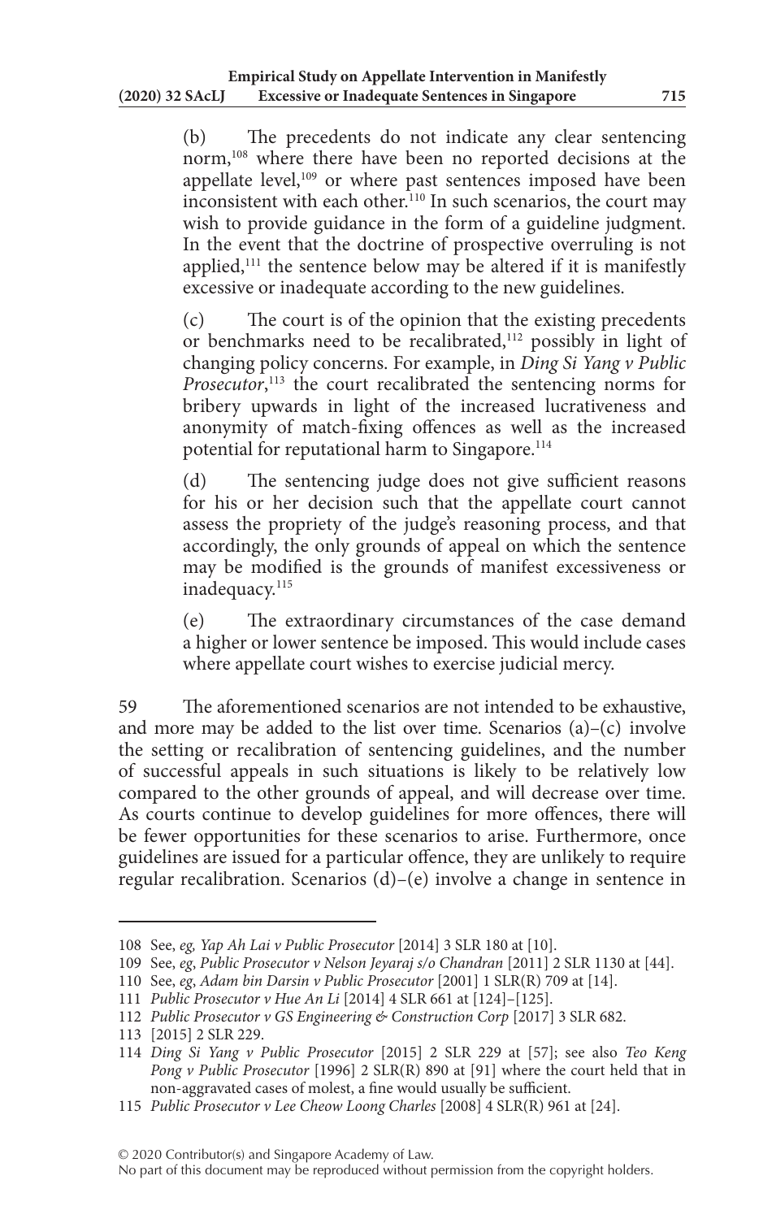(b) The precedents do not indicate any clear sentencing norm,[108] where there have been no reported decisions at the appellate level,[109] or where past sentences imposed have been inconsistent with each other.[110] In such scenarios, the court may wish to provide guidance in the form of a guideline judgment. In the event that the doctrine of prospective overruling is not applied,[111] the sentence below may be altered if it is manifestly excessive or inadequate according to the new guidelines.

(c) The court is of the opinion that the existing precedents or benchmarks need to be recalibrated,[112] possibly in light of changing policy concerns. For example, in *Ding Si Yang v Public Prosecutor*,[113] the court recalibrated the sentencing norms for bribery upwards in light of the increased lucrativeness and anonymity of match-fixing offences as well as the increased potential for reputational harm to Singapore.[114]

(d) The sentencing judge does not give sufficient reasons for his or her decision such that the appellate court cannot assess the propriety of the judge's reasoning process, and that accordingly, the only grounds of appeal on which the sentence may be modified is the grounds of manifest excessiveness or inadequacy.[115]

(e) The extraordinary circumstances of the case demand a higher or lower sentence be imposed. This would include cases where appellate court wishes to exercise judicial mercy.

59 The aforementioned scenarios are not intended to be exhaustive, and more may be added to the list over time. Scenarios (a)–(c) involve the setting or recalibration of sentencing guidelines, and the number of successful appeals in such situations is likely to be relatively low compared to the other grounds of appeal, and will decrease over time. As courts continue to develop guidelines for more offences, there will be fewer opportunities for these scenarios to arise. Furthermore, once guidelines are issued for a particular offence, they are unlikely to require regular recalibration. Scenarios (d)–(e) involve a change in sentence in

---

108 See, *eg, Yap Ah Lai v Public Prosecutor* [2014] 3 SLR 180 at [10].

109 See, *eg*, *Public Prosecutor v Nelson Jeyaraj s/o Chandran* [2011] 2 SLR 1130 at [44].

110 See, *eg*, *Adam bin Darsin v Public Prosecutor* [2001] 1 SLR(R) 709 at [14].

111 *Public Prosecutor v Hue An Li* [2014] 4 SLR 661 at [124]–[125].

112 *Public Prosecutor v GS Engineering & Construction Corp* [2017] 3 SLR 682.

113 [2015] 2 SLR 229.

114 *Ding Si Yang v Public Prosecutor* [2015] 2 SLR 229 at [57]; see also *Teo Keng Pong v Public Prosecutor* [1996] 2 SLR(R) 890 at [91] where the court held that in non-aggravated cases of molest, a fine would usually be sufficient.

115 *Public Prosecutor v Lee Cheow Loong Charles* [2008] 4 SLR(R) 961 at [24].

© 2020 Contributor(s) and Singapore Academy of Law.
No part of this document may be reproduced without permission from the copyright holders.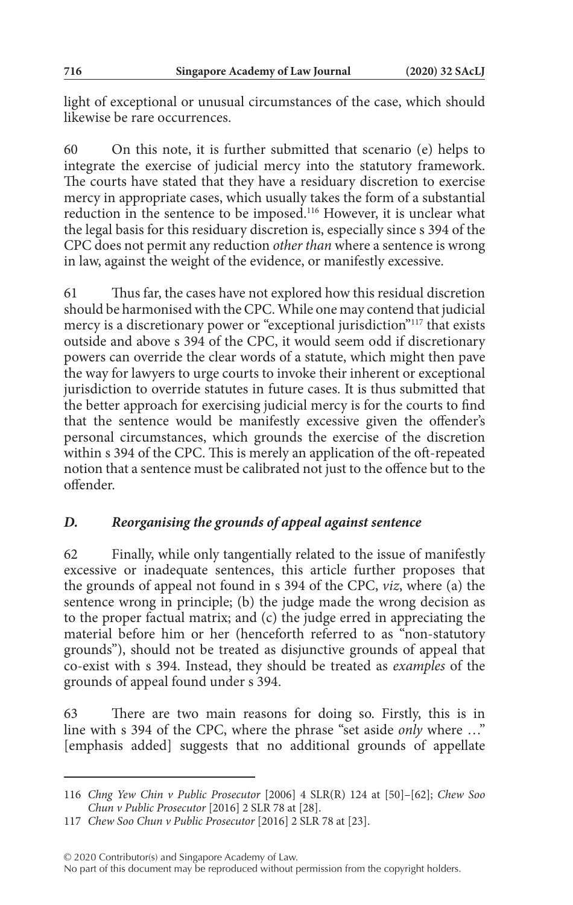light of exceptional or unusual circumstances of the case, which should likewise be rare occurrences.

60 On this note, it is further submitted that scenario (e) helps to integrate the exercise of judicial mercy into the statutory framework. The courts have stated that they have a residuary discretion to exercise mercy in appropriate cases, which usually takes the form of a substantial reduction in the sentence to be imposed.[116] However, it is unclear what the legal basis for this residuary discretion is, especially since s 394 of the CPC does not permit any reduction *other than* where a sentence is wrong in law, against the weight of the evidence, or manifestly excessive.

61 Thus far, the cases have not explored how this residual discretion should be harmonised with the CPC. While one may contend that judicial mercy is a discretionary power or "exceptional jurisdiction"[117] that exists outside and above s 394 of the CPC, it would seem odd if discretionary powers can override the clear words of a statute, which might then pave the way for lawyers to urge courts to invoke their inherent or exceptional jurisdiction to override statutes in future cases. It is thus submitted that the better approach for exercising judicial mercy is for the courts to find that the sentence would be manifestly excessive given the offender's personal circumstances, which grounds the exercise of the discretion within s 394 of the CPC. This is merely an application of the oft-repeated notion that a sentence must be calibrated not just to the offence but to the offender.

### *D. Reorganising the grounds of appeal against sentence*

62 Finally, while only tangentially related to the issue of manifestly excessive or inadequate sentences, this article further proposes that the grounds of appeal not found in s 394 of the CPC, *viz*, where (a) the sentence wrong in principle; (b) the judge made the wrong decision as to the proper factual matrix; and (c) the judge erred in appreciating the material before him or her (henceforth referred to as "non-statutory grounds"), should not be treated as disjunctive grounds of appeal that co-exist with s 394. Instead, they should be treated as *examples* of the grounds of appeal found under s 394.

63 There are two main reasons for doing so. Firstly, this is in line with s 394 of the CPC, where the phrase "set aside *only* where …" [emphasis added] suggests that no additional grounds of appellate

---

116 *Chng Yew Chin v Public Prosecutor* [2006] 4 SLR(R) 124 at [50]–[62]; *Chew Soo Chun v Public Prosecutor* [2016] 2 SLR 78 at [28].

117 *Chew Soo Chun v Public Prosecutor* [2016] 2 SLR 78 at [23].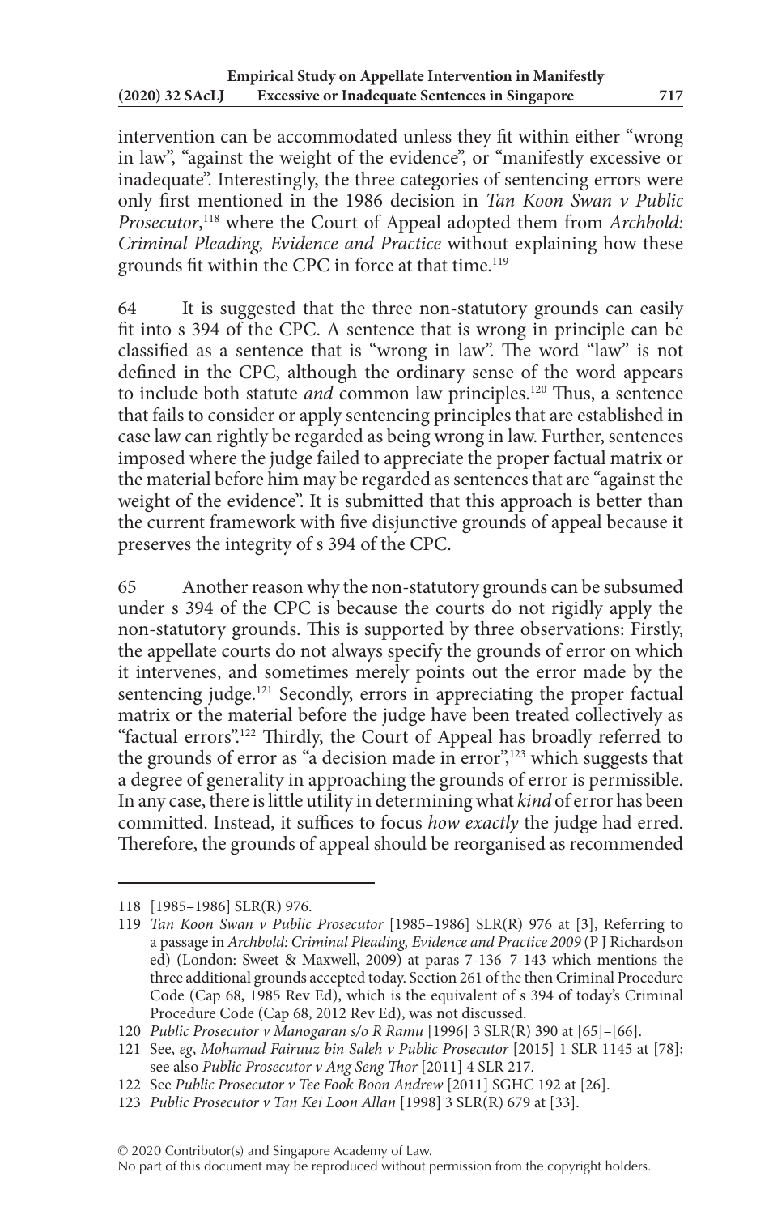intervention can be accommodated unless they fit within either "wrong in law", "against the weight of the evidence", or "manifestly excessive or inadequate". Interestingly, the three categories of sentencing errors were only first mentioned in the 1986 decision in *Tan Koon Swan v Public Prosecutor*,[118] where the Court of Appeal adopted them from *Archbold: Criminal Pleading, Evidence and Practice* without explaining how these grounds fit within the CPC in force at that time.[119]

64 It is suggested that the three non-statutory grounds can easily fit into s 394 of the CPC. A sentence that is wrong in principle can be classified as a sentence that is "wrong in law". The word "law" is not defined in the CPC, although the ordinary sense of the word appears to include both statute *and* common law principles.[120] Thus, a sentence that fails to consider or apply sentencing principles that are established in case law can rightly be regarded as being wrong in law. Further, sentences imposed where the judge failed to appreciate the proper factual matrix or the material before him may be regarded as sentences that are "against the weight of the evidence". It is submitted that this approach is better than the current framework with five disjunctive grounds of appeal because it preserves the integrity of s 394 of the CPC.

65 Another reason why the non-statutory grounds can be subsumed under s 394 of the CPC is because the courts do not rigidly apply the non-statutory grounds. This is supported by three observations: Firstly, the appellate courts do not always specify the grounds of error on which it intervenes, and sometimes merely points out the error made by the sentencing judge.[121] Secondly, errors in appreciating the proper factual matrix or the material before the judge have been treated collectively as "factual errors".[122] Thirdly, the Court of Appeal has broadly referred to the grounds of error as "a decision made in error",[123] which suggests that a degree of generality in approaching the grounds of error is permissible. In any case, there is little utility in determining what *kind* of error has been committed. Instead, it suffices to focus *how exactly* the judge had erred. Therefore, the grounds of appeal should be reorganised as recommended

---

118 [1985–1986] SLR(R) 976.

119 *Tan Koon Swan v Public Prosecutor* [1985–1986] SLR(R) 976 at [3], Referring to a passage in *Archbold: Criminal Pleading, Evidence and Practice 2009* (P J Richardson ed) (London: Sweet & Maxwell, 2009) at paras 7-136–7-143 which mentions the three additional grounds accepted today. Section 261 of the then Criminal Procedure Code (Cap 68, 1985 Rev Ed), which is the equivalent of s 394 of today's Criminal Procedure Code (Cap 68, 2012 Rev Ed), was not discussed.

120 *Public Prosecutor v Manogaran s/o R Ramu* [1996] 3 SLR(R) 390 at [65]–[66].

121 See, *eg*, *Mohamad Fairuuz bin Saleh v Public Prosecutor* [2015] 1 SLR 1145 at [78]; see also *Public Prosecutor v Ang Seng Thor* [2011] 4 SLR 217.

122 See *Public Prosecutor v Tee Fook Boon Andrew* [2011] SGHC 192 at [26].

123 *Public Prosecutor v Tan Kei Loon Allan* [1998] 3 SLR(R) 679 at [33].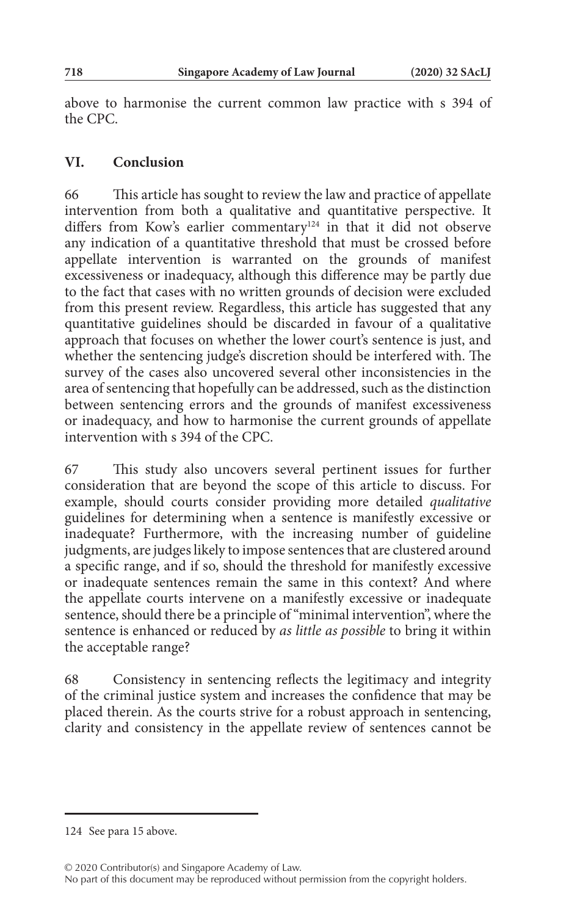above to harmonise the current common law practice with s 394 of the CPC.

## VI. Conclusion

66 This article has sought to review the law and practice of appellate intervention from both a qualitative and quantitative perspective. It differs from Kow's earlier commentary[124] in that it did not observe any indication of a quantitative threshold that must be crossed before appellate intervention is warranted on the grounds of manifest excessiveness or inadequacy, although this difference may be partly due to the fact that cases with no written grounds of decision were excluded from this present review. Regardless, this article has suggested that any quantitative guidelines should be discarded in favour of a qualitative approach that focuses on whether the lower court's sentence is just, and whether the sentencing judge's discretion should be interfered with. The survey of the cases also uncovered several other inconsistencies in the area of sentencing that hopefully can be addressed, such as the distinction between sentencing errors and the grounds of manifest excessiveness or inadequacy, and how to harmonise the current grounds of appellate intervention with s 394 of the CPC.

67 This study also uncovers several pertinent issues for further consideration that are beyond the scope of this article to discuss. For example, should courts consider providing more detailed *qualitative* guidelines for determining when a sentence is manifestly excessive or inadequate? Furthermore, with the increasing number of guideline judgments, are judges likely to impose sentences that are clustered around a specific range, and if so, should the threshold for manifestly excessive or inadequate sentences remain the same in this context? And where the appellate courts intervene on a manifestly excessive or inadequate sentence, should there be a principle of "minimal intervention", where the sentence is enhanced or reduced by *as little as possible* to bring it within the acceptable range?

68 Consistency in sentencing reflects the legitimacy and integrity of the criminal justice system and increases the confidence that may be placed therein. As the courts strive for a robust approach in sentencing, clarity and consistency in the appellate review of sentences cannot be

---

124 See para 15 above.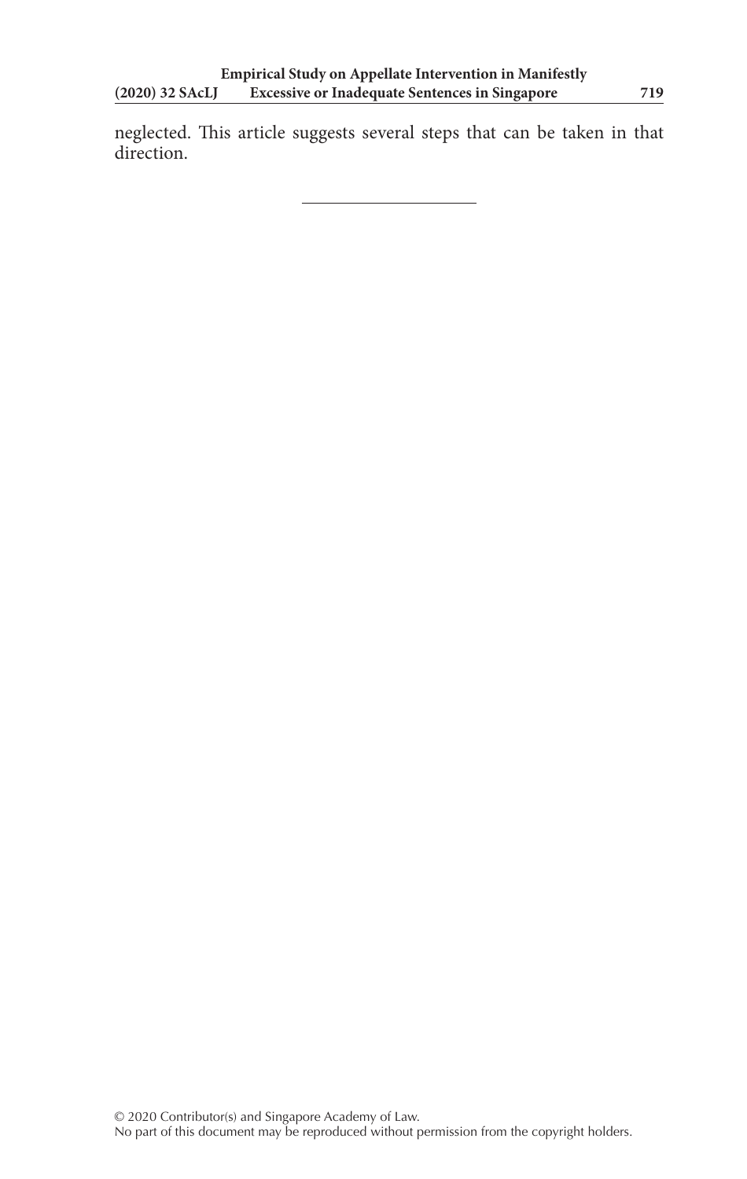neglected. This article suggests several steps that can be taken in that direction.

---

© 2020 Contributor(s) and Singapore Academy of Law.
No part of this document may be reproduced without permission from the copyright holders.